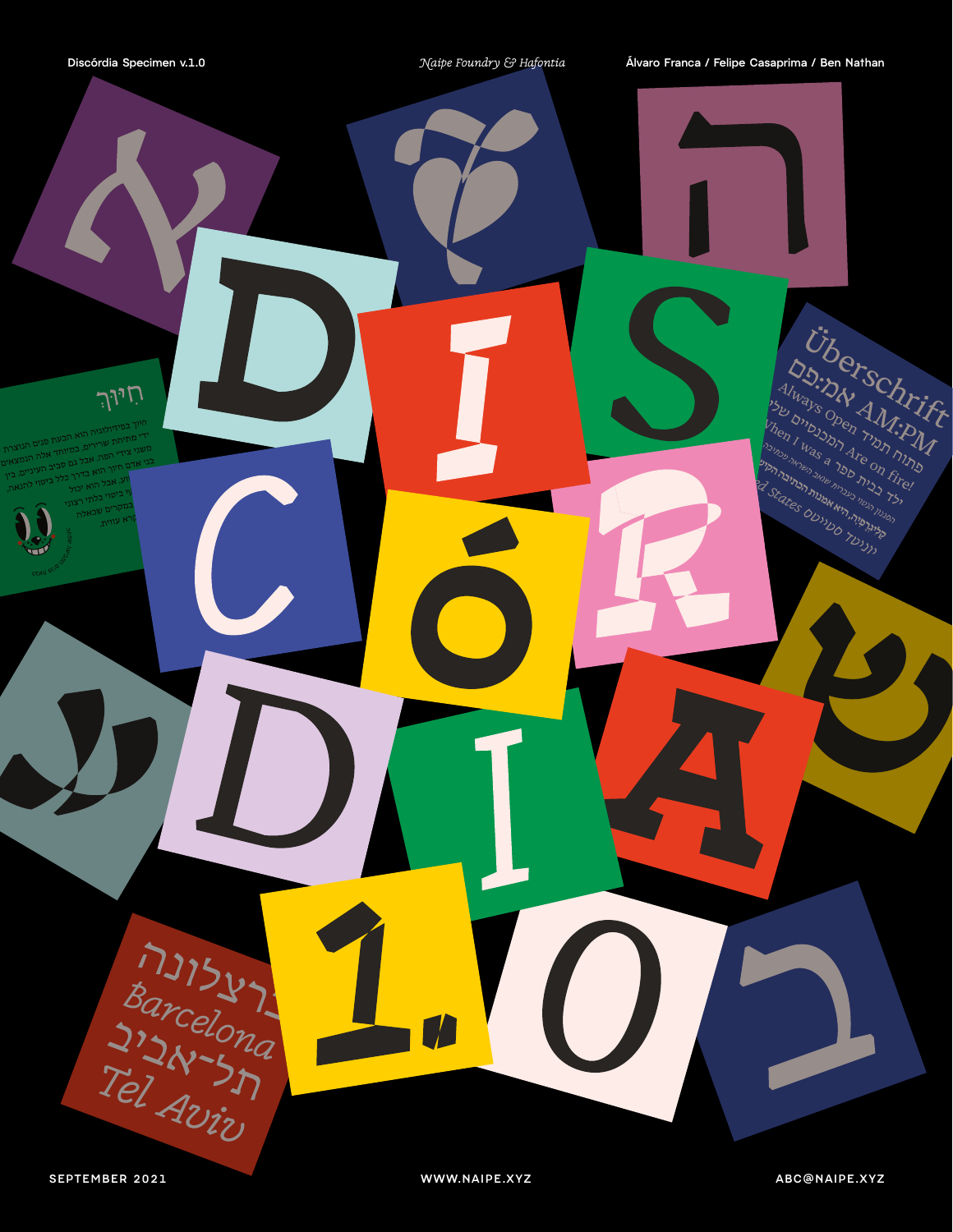Discórdia Specimen v.1.0

*Naipe Foundry & Hafontia*

Álvaro Franca / Felipe Casaprima / Ben Nathan

# DISCÓRDIA 1.0

Überschrift
אמ:פם AM:PM
פתוח תמיד Always Open
המכנסיים שלי Are on fire!
ילד בבית ספר When I was a
United States

ברצלונה
Barcelona
תל-אביב
Tel Aviv

SEPTEMBER 2021

WWW.NAIPE.XYZ

ABC@NAIPE.XYZ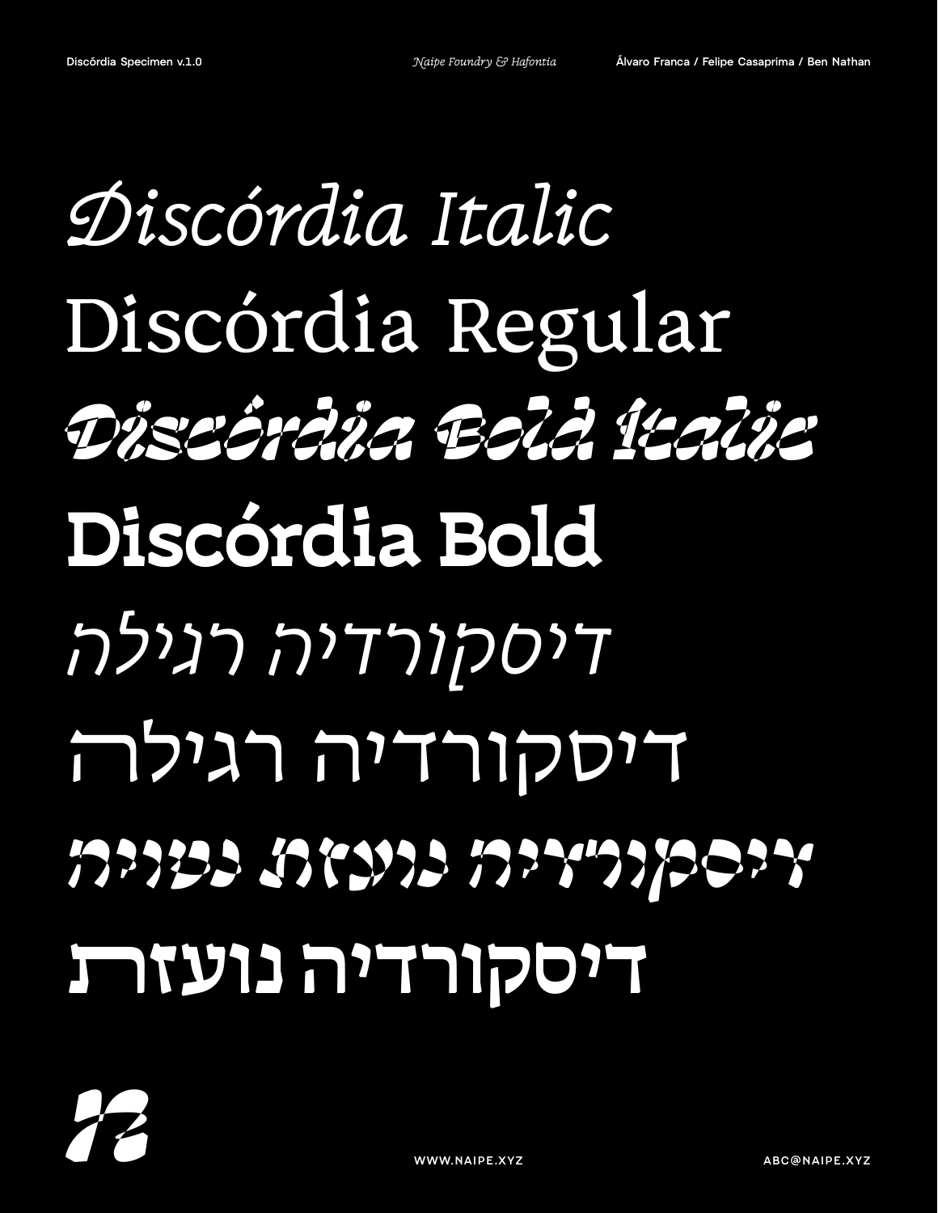*Discórdia Italic*

Discórdia Regular

***Discórdia Bold Italic***

**Discórdia Bold**

*דיסקורדיה רגילה*

דיסקורדיה רגילה

***דיסקורדיה נועזת נטויה***

**דיסקורדיה נועזת**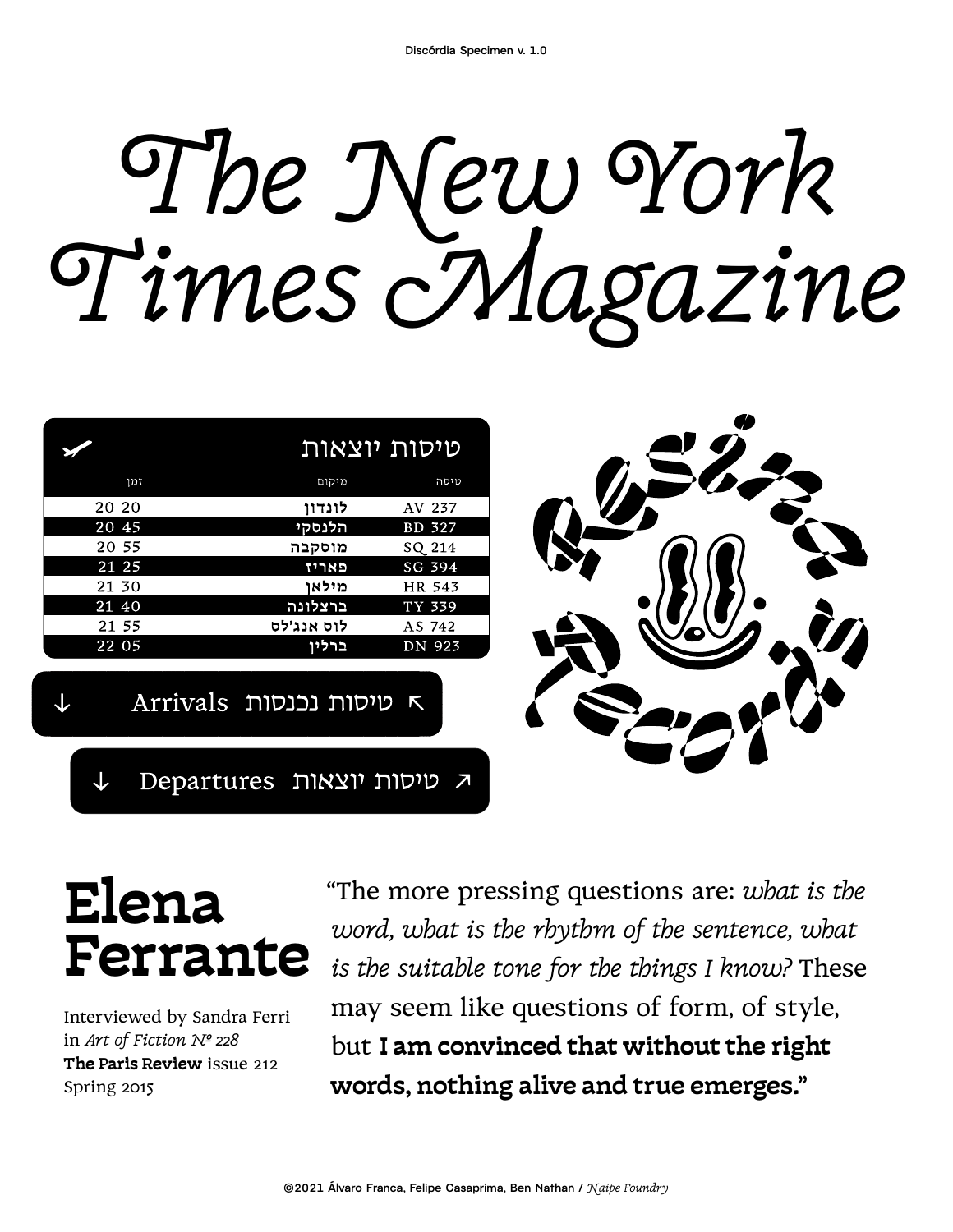Discórdia Specimen v. 1.0

# The New York Times Magazine

## טיסות יוצאות

| זמן | מיקום | טיסה |
| --- | --- | --- |
| 20 20 | לונדון | AV 237 |
| 20 45 | הלנסקי | BD 327 |
| 20 55 | מוסקבה | SQ 214 |
| 21 25 | פאריז | SG 394 |
| 21 30 | מילאן | HR 543 |
| 21 40 | ברצלונה | TY 339 |
| 21 55 | לוס אנג'לס | AS 742 |
| 22 05 | ברלין | DN 923 |

↓ Arrivals טיסות נכנסות ↖

↓ Departures טיסות יוצאות ↗

Ressaca Records

## Elena Ferrante

Interviewed by Sandra Ferri in *Art of Fiction № 228*
**The Paris Review** issue 212
Spring 2015

“The more pressing questions are: *what is the word, what is the rhythm of the sentence, what is the suitable tone for the things I know?* These may seem like questions of form, of style, but **I am convinced that without the right words, nothing alive and true emerges.”**

©2021 Álvaro Franca, Felipe Casaprima, Ben Nathan / *Naipe Foundry*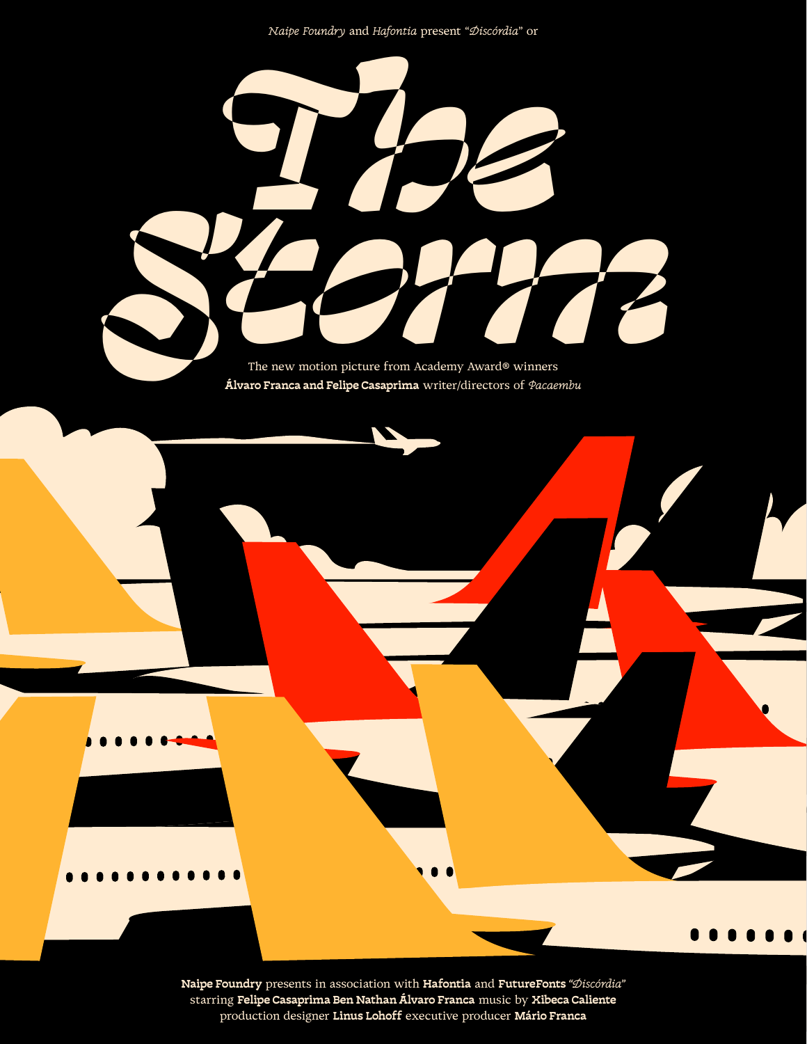*Naipe Foundry* and *Hafontia* present "*Discórdia*" or

# The Storm

The new motion picture from Academy Award® winners
**Álvaro Franca and Felipe Casaprima** writer/directors of *Pacaembu*

**Naipe Foundry** presents in association with **Hafontia** and **FutureFonts** *"Discórdia"*
starring **Felipe Casaprima Ben Nathan Álvaro Franca** music by **Xibeca Caliente**
production designer **Linus Lohoff** executive producer **Mário Franca**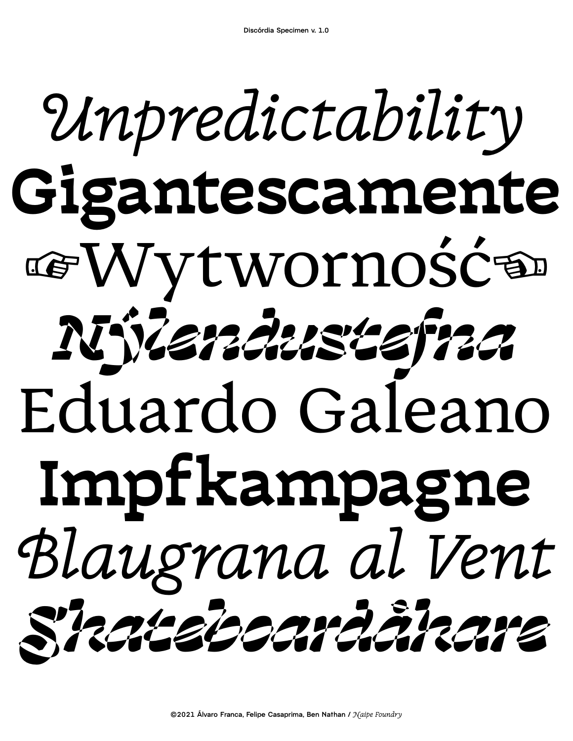*Unpredictability*

**Gigantescamente**

☞Wytworność☜

***Nÿlendustefna***

Eduardo Galeano

**Impfkampagne**

*Blaugrana al Vent*

***Skateboardåkare***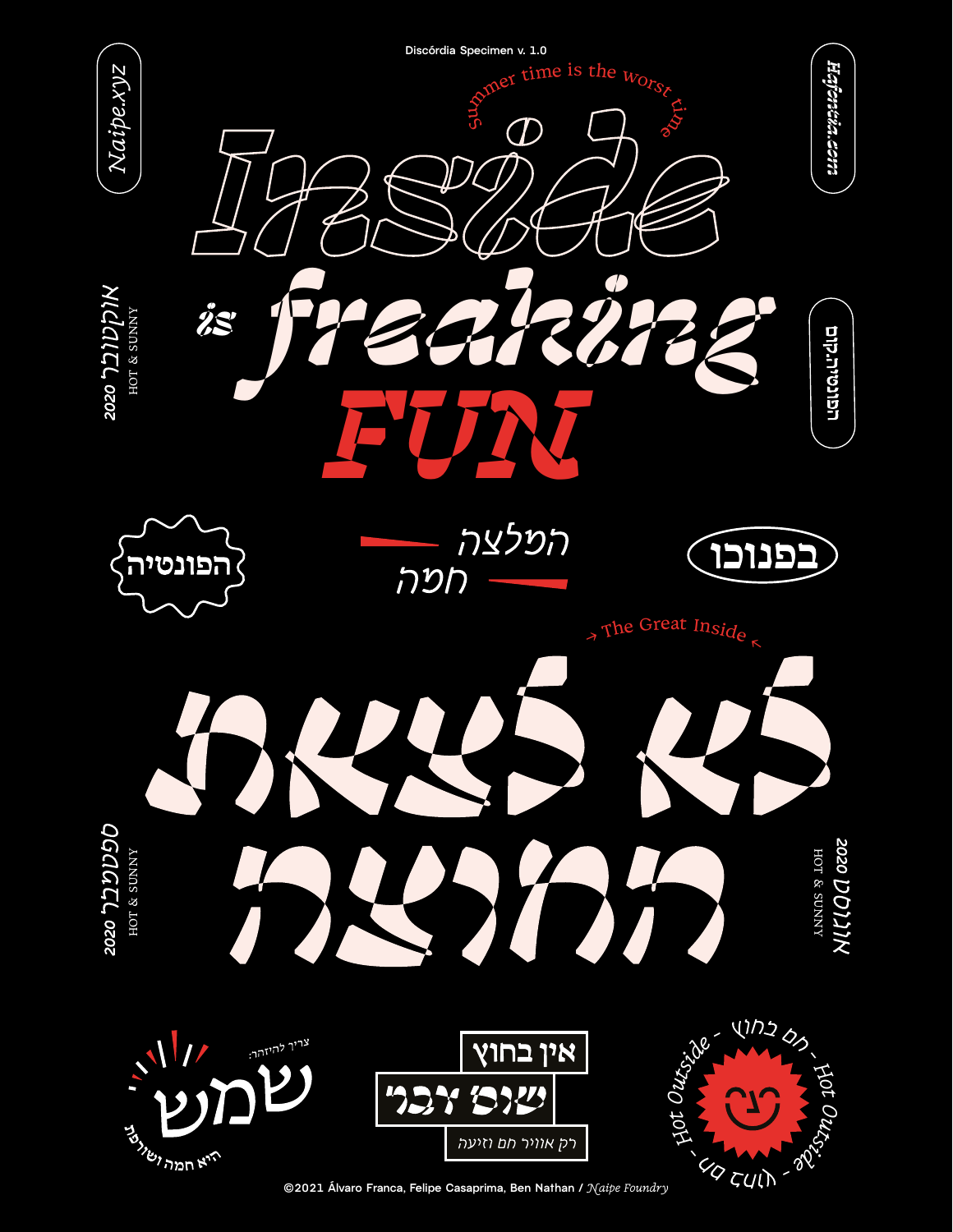Discórdia Specimen v. 1.0

summer time is the worst time

# Inside

# is freaking

# FUN

Naipe.xyz

Hafonteka.com

הפונטיקה.קום

אוקטובר 2020
HOT & SUNNY

הפונטיה

המלצה
חמה

בפנוכו

→ The Great Inside ←

# לא לצאת החוצה

ספטמבר 2020
HOT & SUNNY

אוגוסט 2020
HOT & SUNNY

צריך להיזהר:
שמש
היא חמה ושורפת

אין בחוץ
שום דבר
רק אוויר חם וזיעה

Hot Outside - חם בחוץ - Hot Outside - חם בחוץ -

©2021 Álvaro Franca, Felipe Casaprima, Ben Nathan / *Naipe Foundry*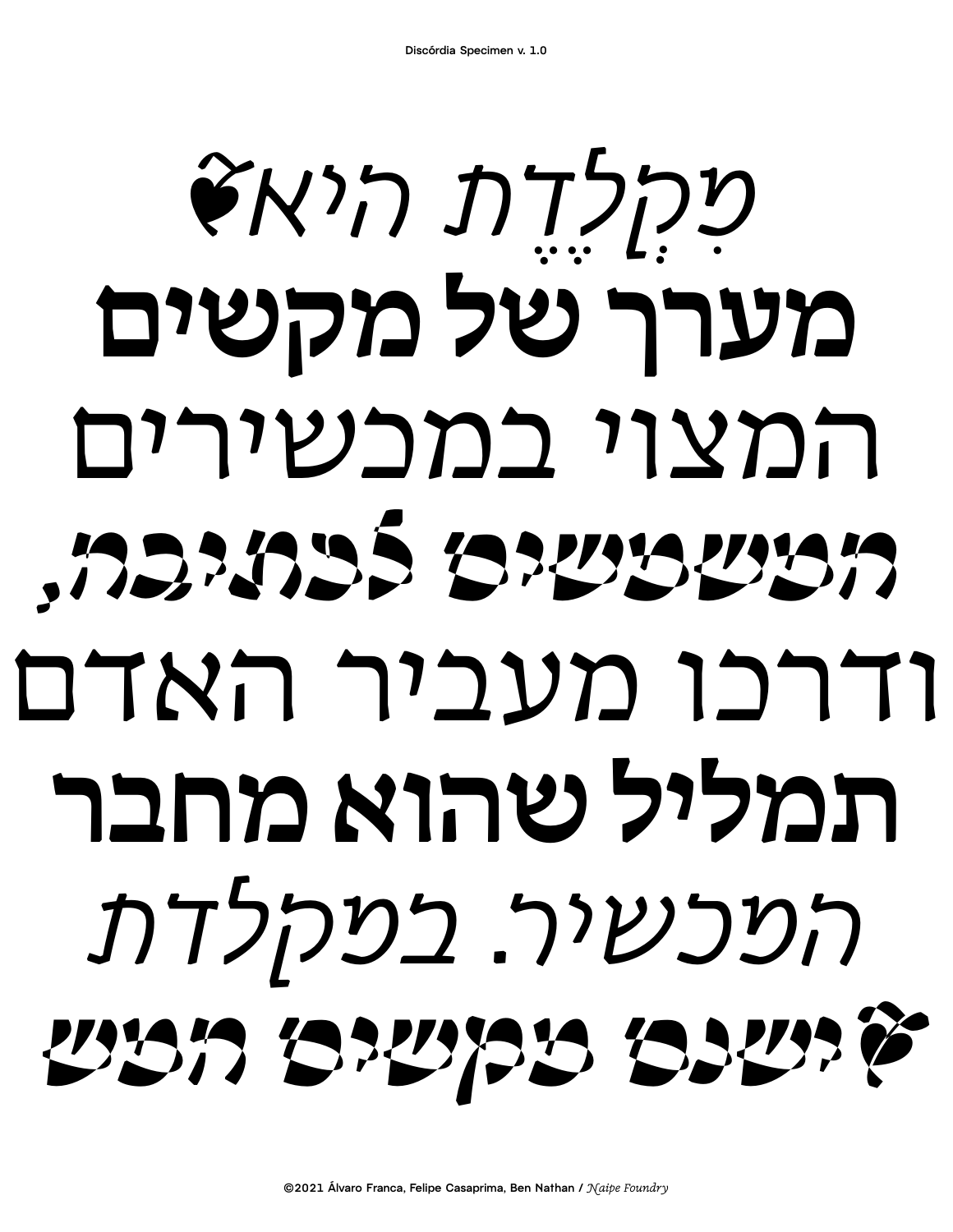מִקְלֶדֶת היא❦

מערך של מקשים

המצוי במכשירים

המשמשים לכתיבה,

ודרכו מעביר האדם

תמליל שהוא מחבר

המכשיר. במקלדת

❦ישנם מקשים המש

©2021 Álvaro Franca, Felipe Casaprima, Ben Nathan / *Naipe Foundry*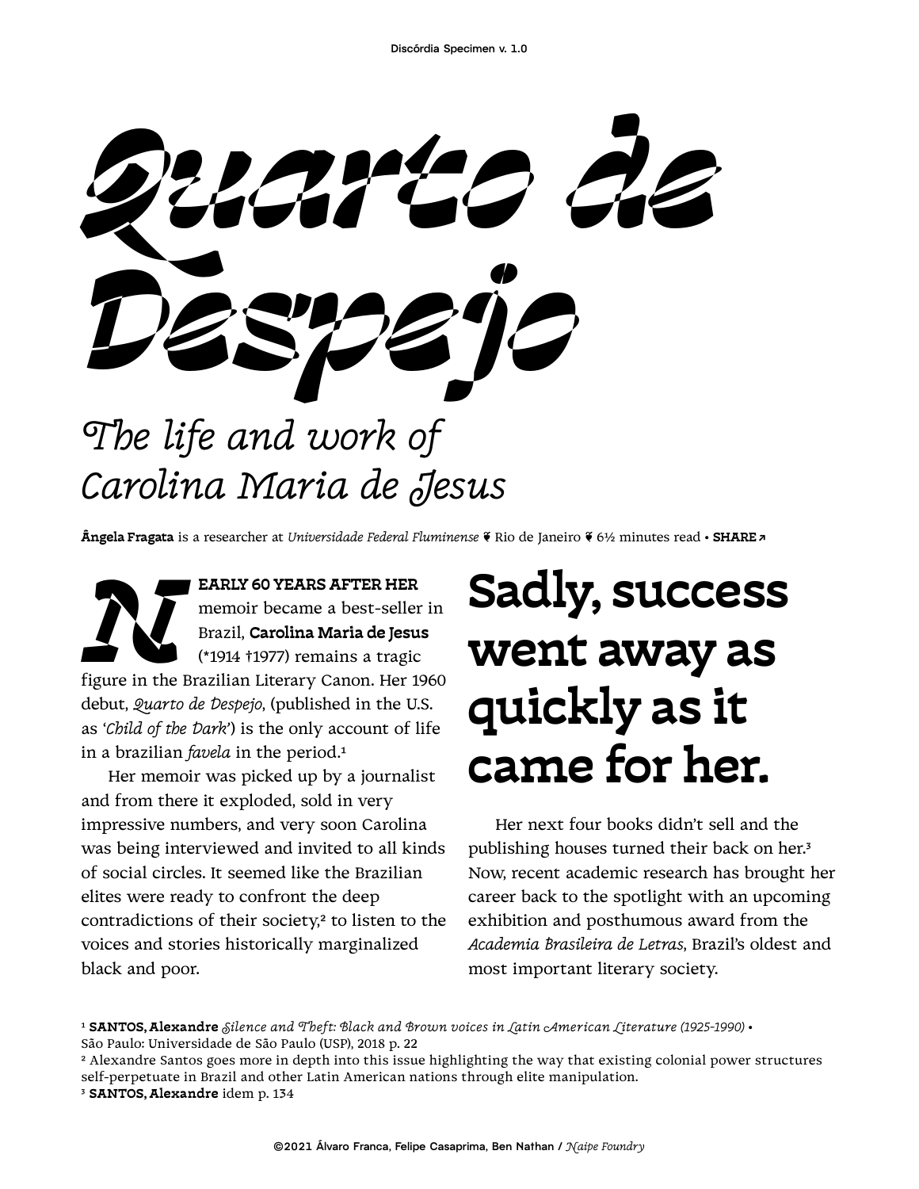# *Quarto de Despejo*

## *The life and work of Carolina Maria de Jesus*

**Ângela Fragata** is a researcher at *Universidade Federal Fluminense* ❦ Rio de Janeiro ❦ 6½ minutes read • **SHARE ↗**

**NEARLY 60 YEARS AFTER HER** memoir became a best-seller in Brazil, **Carolina Maria de Jesus** (*1914 †1977) remains a tragic figure in the Brazilian Literary Canon. Her 1960 debut, *Quarto de Despejo*, (published in the U.S. as '*Child of the Dark*') is the only account of life in a brazilian *favela* in the period.[1]

Her memoir was picked up by a journalist and from there it exploded, sold in very impressive numbers, and very soon Carolina was being interviewed and invited to all kinds of social circles. It seemed like the Brazilian elites were ready to confront the deep contradictions of their society,[2] to listen to the voices and stories historically marginalized black and poor.

## Sadly, success went away as quickly as it came for her.

Her next four books didn't sell and the publishing houses turned their back on her.[3] Now, recent academic research has brought her career back to the spotlight with an upcoming exhibition and posthumous award from the *Academia Brasileira de Letras*, Brazil's oldest and most important literary society.

[1] **SANTOS, Alexandre** *Silence and Theft: Black and Brown voices in Latin American Literature (1925-1990)* • São Paulo: Universidade de São Paulo (USP), 2018 p. 22

[2] Alexandre Santos goes more in depth into this issue highlighting the way that existing colonial power structures self-perpetuate in Brazil and other Latin American nations through elite manipulation.

[3] **SANTOS, Alexandre** idem p. 134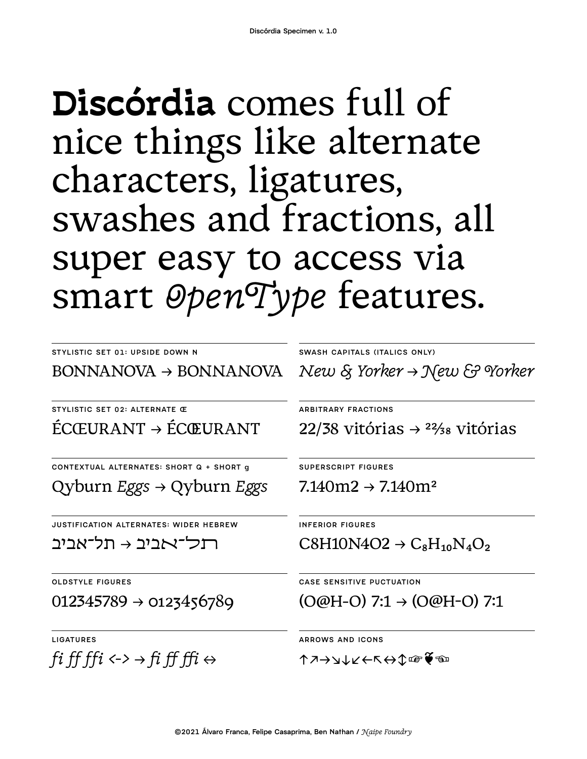# **Discórdia** comes full of nice things like alternate characters, ligatures, swashes and fractions, all super easy to access via smart *OpenType* features.

STYLISTIC SET 01: UPSIDE DOWN N

BONNANOVA → BONNANOVA

STYLISTIC SET 02: ALTERNATE Œ

ÉCŒURANT → ÉCŒURANT

CONTEXTUAL ALTERNATES: SHORT Q + SHORT g

Qyburn *Eggs* → Qyburn *Eggs*

JUSTIFICATION ALTERNATES: WIDER HEBREW

תל־אביב → תל־אביב

OLDSTYLE FIGURES

012345789 → 0123456789

LIGATURES

*fi ff ffi* <-> → *fi ff ffi* ↔

SWASH CAPITALS (ITALICS ONLY)

*New & Yorker* → *New & Yorker*

ARBITRARY FRACTIONS

22/38 vitórias → $^{22}/_{38}$ vitórias

SUPERSCRIPT FIGURES

7.140m2 → $7.140m^2$

INFERIOR FIGURES

C8H10N4O2 → $C_8H_{10}N_4O_2$

CASE SENSITIVE PUCTUATION

(O@H-O) 7:1 → (O@H-O) 7:1

ARROWS AND ICONS

↑↗→↘↓↙←↖↔↕☞❦☜

©2021 Álvaro Franca, Felipe Casaprima, Ben Nathan / *Naipe Foundry*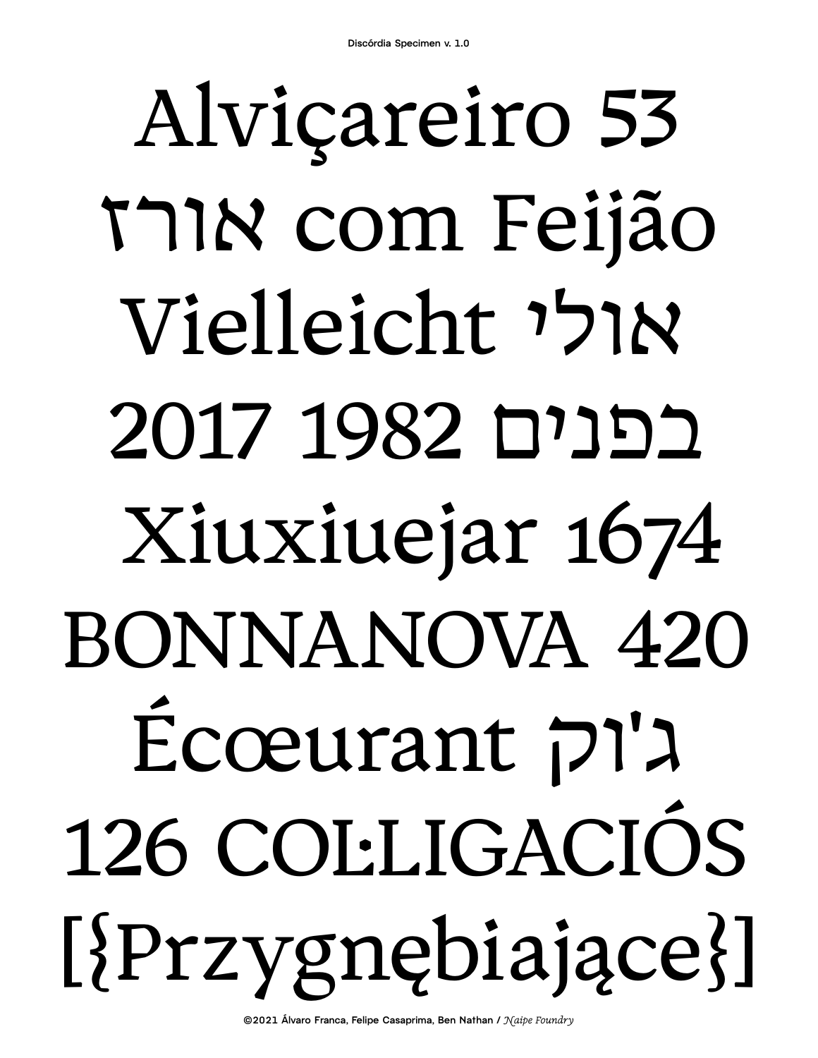Discórdia Specimen v. 1.0

Alviçareiro 53
אורז com Feijão
Vielleicht אולי
2017 1982 בפנים
Xiuxiuejar 1674
BONNANOVA 420
Écœurant ג'וק
126 COL·LIGACIÓS
[{Przygnębiające}]

©2021 Álvaro Franca, Felipe Casaprima, Ben Nathan / *Naipe Foundry*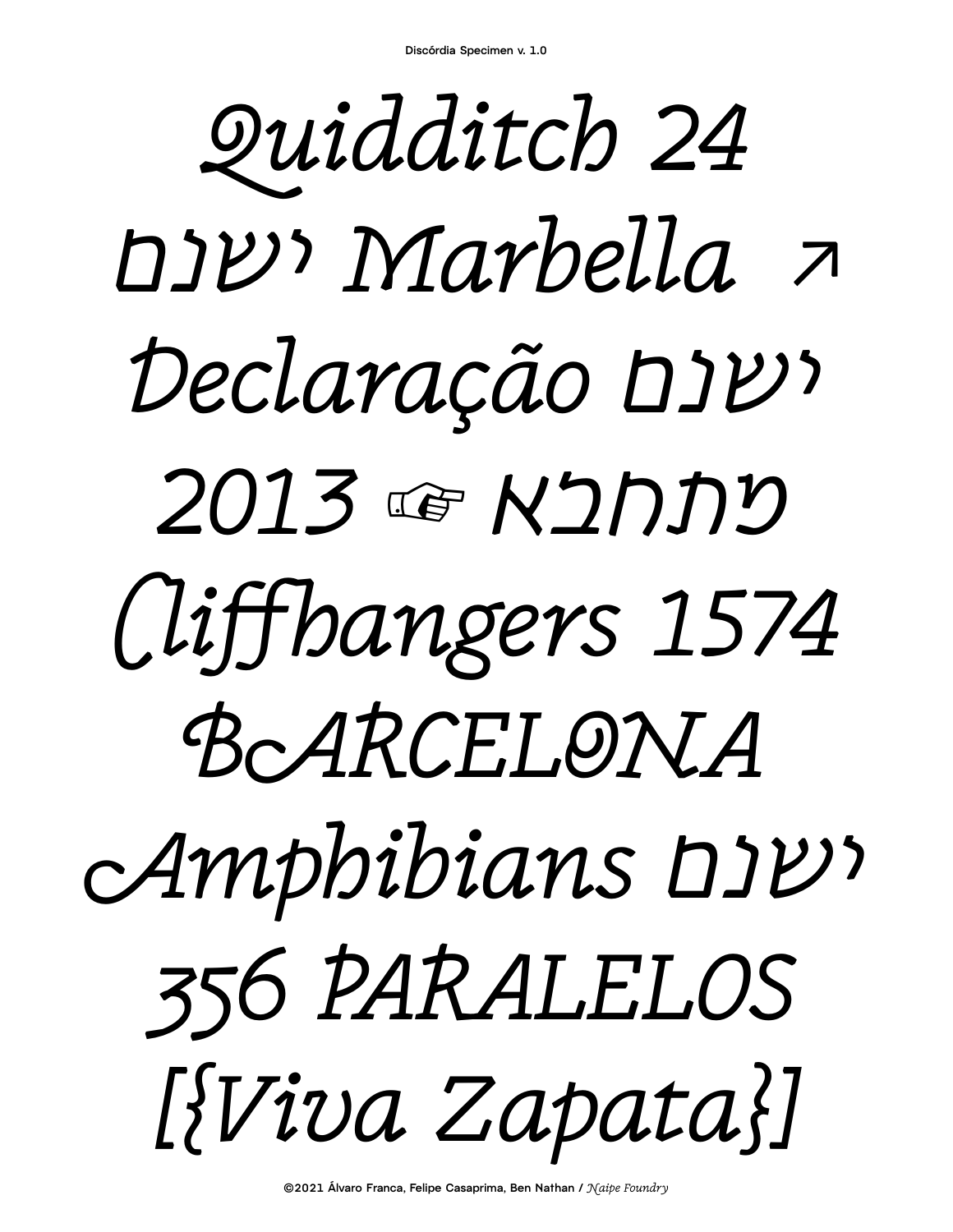Discórdia Specimen v. 1.0

*Quidditch 24*

*ישנם Marbella ↗*

*Declaração ישנם*

*2013 ☞ מתחבא*

*Cliffhangers 1574*

*BARCELONA*

*Amphibians ישנם*

*356 PARALELOS*

*[{Viva Zapata}]*

©2021 Álvaro Franca, Felipe Casaprima, Ben Nathan / *Naipe Foundry*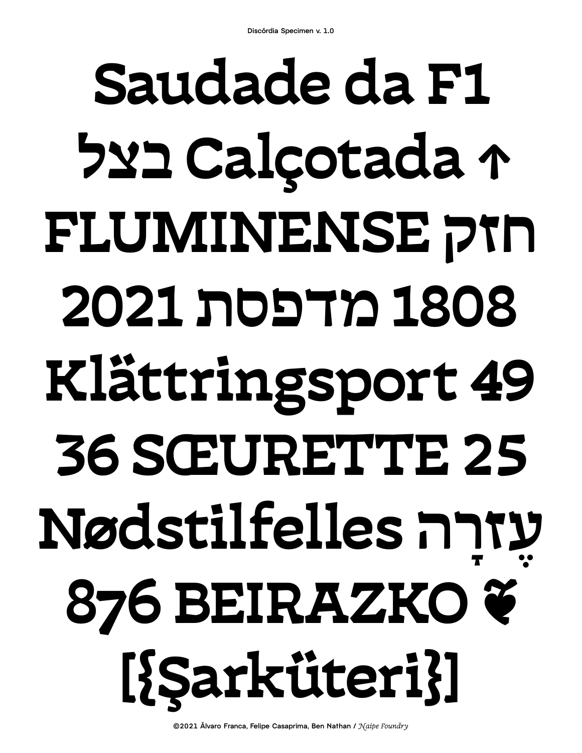Discórdia Specimen v. 1.0

Saudade da F1

בצל Calçotada ↑

FLUMINENSE חזק

2021 מדפסת 1808

Klättringsport 49

36 SŒURETTE 25

Nødstilfelles עֶזְרָה

876 BEIRAZKO ❦

[{Şarküteri}]

©2021 Álvaro Franca, Felipe Casaprima, Ben Nathan / *Naipe Foundry*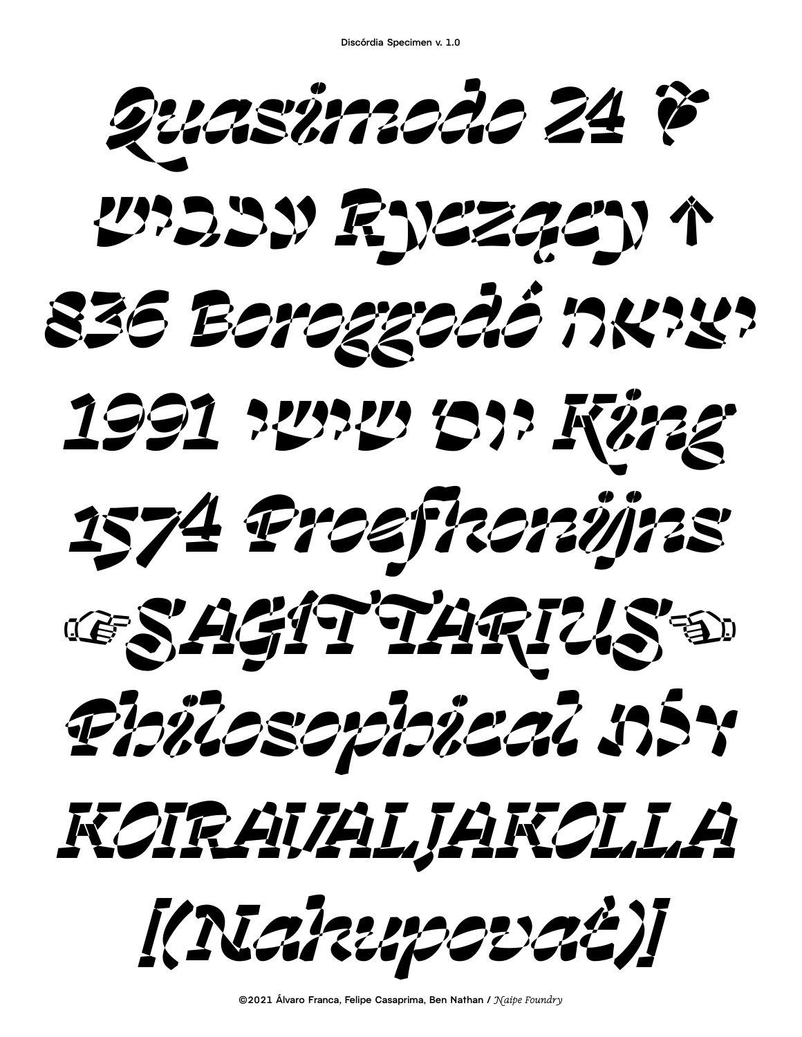Discórdia Specimen v. 1.0

Quasimodo 24 ❦

שינוי Ryczący ↑

836 Boroggodó יציאה

1991 יום שישי King

1574 Proefkonijns

☜SAGITTARIUS☞

Philosophical שלו

KOIRAVALJAKOLLA

[(Nakupovať)]

©2021 Álvaro Franca, Felipe Casaprima, Ben Nathan / *Naipe Foundry*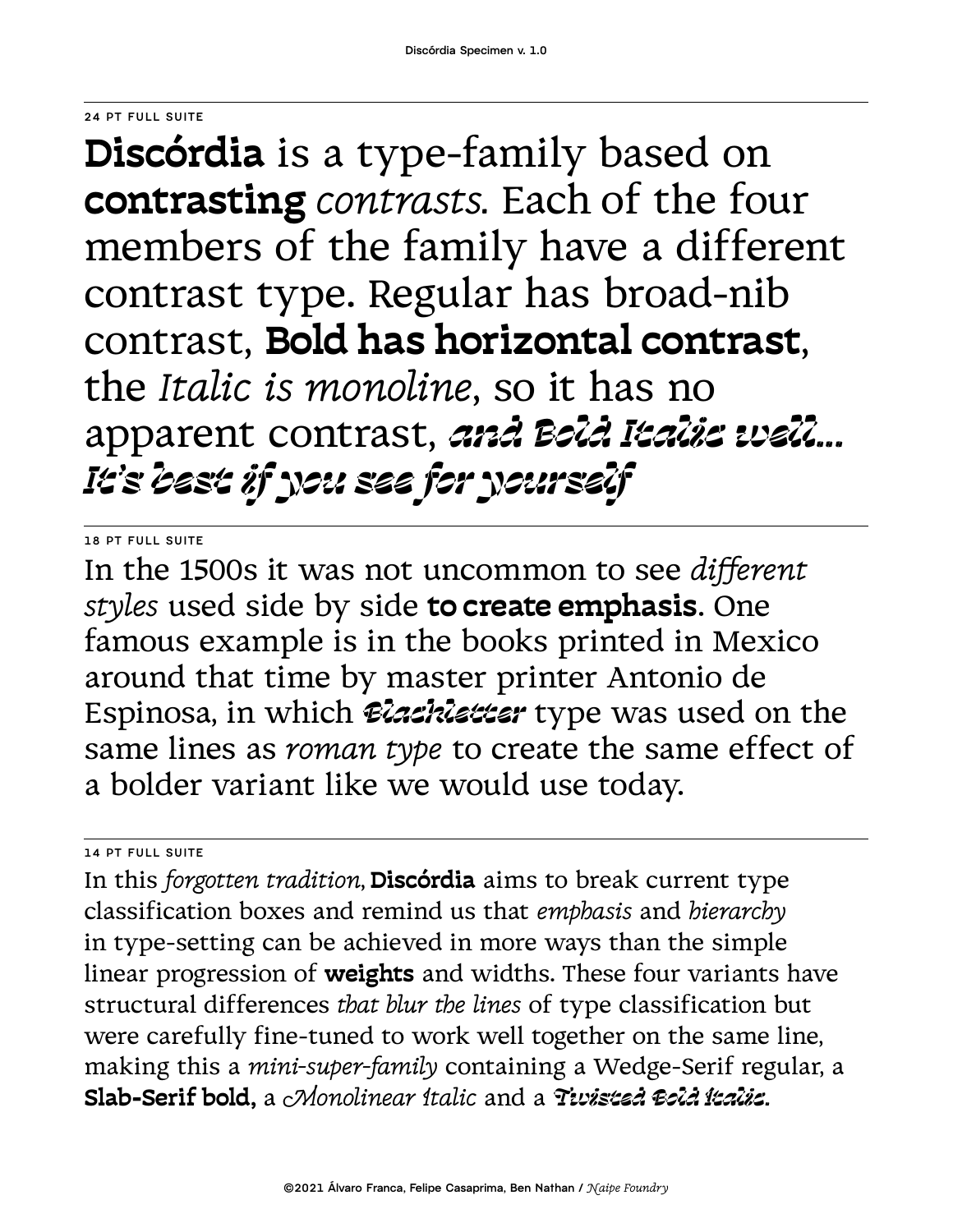24 PT FULL SUITE

**Discórdia** is a type-family based on **contrasting** *contrasts*. Each of the four members of the family have a different contrast type. Regular has broad-nib contrast, **Bold has horizontal contrast**, the *Italic is monoline*, so it has no apparent contrast, ***and Bold Italic well... It's best if you see for yourself***

18 PT FULL SUITE

In the 1500s it was not uncommon to see *different styles* used side by side **to create emphasis**. One famous example is in the books printed in Mexico around that time by master printer Antonio de Espinosa, in which ***Blackletter*** type was used on the same lines as *roman type* to create the same effect of a bolder variant like we would use today.

14 PT FULL SUITE

In this *forgotten tradition*, **Discórdia** aims to break current type classification boxes and remind us that *emphasis* and *hierarchy* in type-setting can be achieved in more ways than the simple linear progression of **weights** and widths. These four variants have structural differences *that blur the lines* of type classification but were carefully fine-tuned to work well together on the same line, making this a *mini-super-family* containing a Wedge-Serif regular, a **Slab-Serif bold,** a *Monolinear Italic* and a ***Twisted Bold Italic***.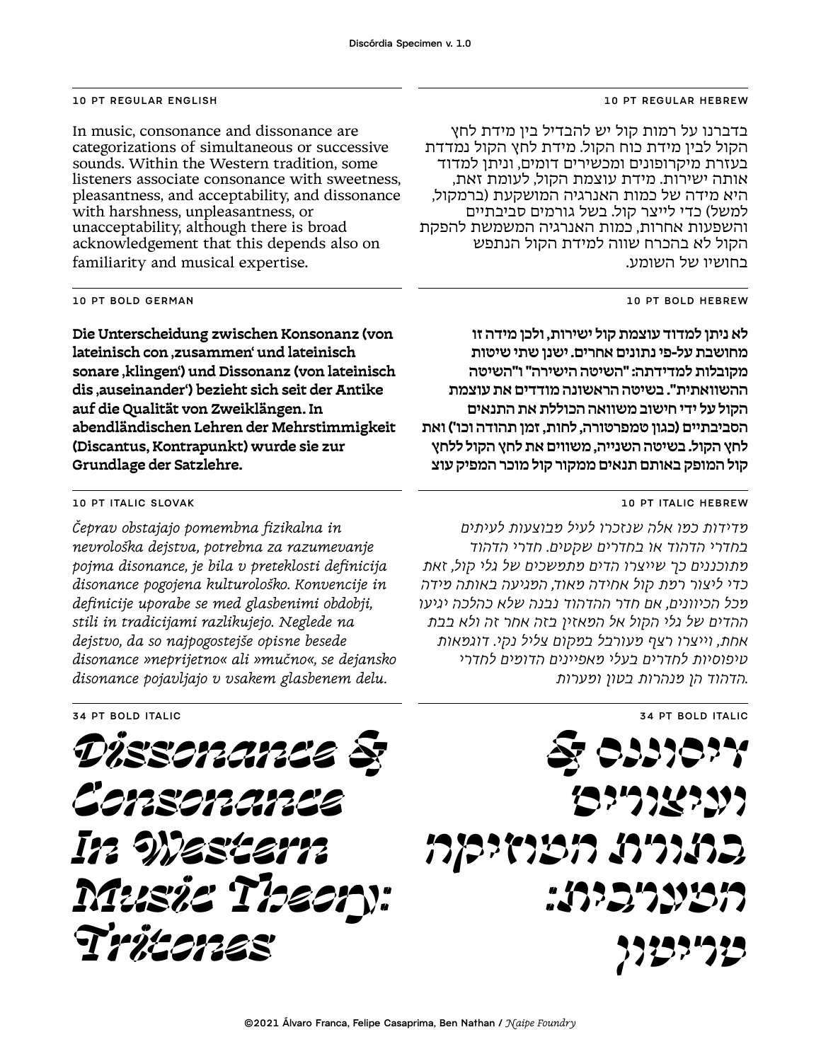### 10 PT REGULAR ENGLISH

In music, consonance and dissonance are categorizations of simultaneous or successive sounds. Within the Western tradition, some listeners associate consonance with sweetness, pleasantness, and acceptability, and dissonance with harshness, unpleasantness, or unacceptability, although there is broad acknowledgement that this depends also on familiarity and musical expertise.

### 10 PT REGULAR HEBREW

בדברנו על רמות קול יש להבדיל בין מידת לחץ הקול לבין מידת כוח הקול. מידת לחץ הקול נמדדת בעזרת מיקרופונים ומכשירים דומים, וניתן למדוד אותה ישירות. מידת עוצמת הקול, לעומת זאת, היא מידה של כמות האנרגיה המושקעת (ברמקול, למשל) כדי לייצר קול. בשל גורמים סביבתיים והשפעות אחרות, כמות האנרגיה המשמשת להפקת הקול לא בהכרח שווה למידת הקול הנתפש בחושיו של השומע.

### 10 PT BOLD GERMAN

**Die Unterscheidung zwischen Konsonanz (von lateinisch con ‚zusammen' und lateinisch sonare ‚klingen') und Dissonanz (von lateinisch dis ‚auseinander') bezieht sich seit der Antike auf die Qualität von Zweiklängen. In abendländischen Lehren der Mehrstimmigkeit (Discantus, Kontrapunkt) wurde sie zur Grundlage der Satzlehre.**

### 10 PT BOLD HEBREW

**לא ניתן למדוד עוצמת קול ישירות, ולכן מידה זו מחושבת על-פי נתונים אחרים. ישנן שתי שיטות מקובלות למדידתה: "השיטה הישירה" ו"השיטה ההשוואתית". בשיטה הראשונה מודדים את עוצמת הקול על ידי חישוב משוואה הכוללת את התנאים הסביבתיים (כגון טמפרטורה, לחות, זמן תהודה וכו') ואת לחץ הקול. בשיטה השנייה, משווים את לחץ הקול ללחץ קול המופק באותם תנאים ממקור קול מוכר המפיק עוצ**

### 10 PT ITALIC SLOVAK

*Čeprav obstajajo pomembna fizikalna in nevrološka dejstva, potrebna za razumevanje pojma disonance, je bila v preteklosti definicija disonance pogojena kulturološko. Konvencije in definicije uporabe se med glasbenimi obdobji, stili in tradicijami razlikujejo. Neglede na dejstvo, da so najpogostejše opisne besede disonance »neprijetno« ali »mučno«, se dejansko disonance pojavljajo v vsakem glasbenem delu.*

### 10 PT ITALIC HEBREW

*מדידות כמו אלה שנזכרו לעיל מבוצעות לעיתים בחדרי הדהוד או בחדרים שקטים. חדרי הדהוד מתוכננים כך שייצרו הדים מתמשכים של גלי קול, זאת כדי ליצור רמת קול אחידה מאוד, המגיעה באותה מידה מכל הכיוונים, אם חדר ההדהוד נבנה שלא כהלכה יגיעו ההדים של גלי הקול אל המאזין בזה אחר זה ולא בבת אחת, וייצרו רצף מעורבל במקום צליל נקי. דוגמאות טיפוסיות לחדרים בעלי מאפיינים הדומים לחדרי .הדהוד הן מנהרות בטון ומערות*

### 34 PT BOLD ITALIC

***Dissonance & Consonance In Western Music Theory: Tritones***

### 34 PT BOLD ITALIC

***דיסוננס & קונסוננס בתורת המוזיקה המערבית: טריטון***

©2021 Álvaro Franca, Felipe Casaprima, Ben Nathan / *Naipe Foundry*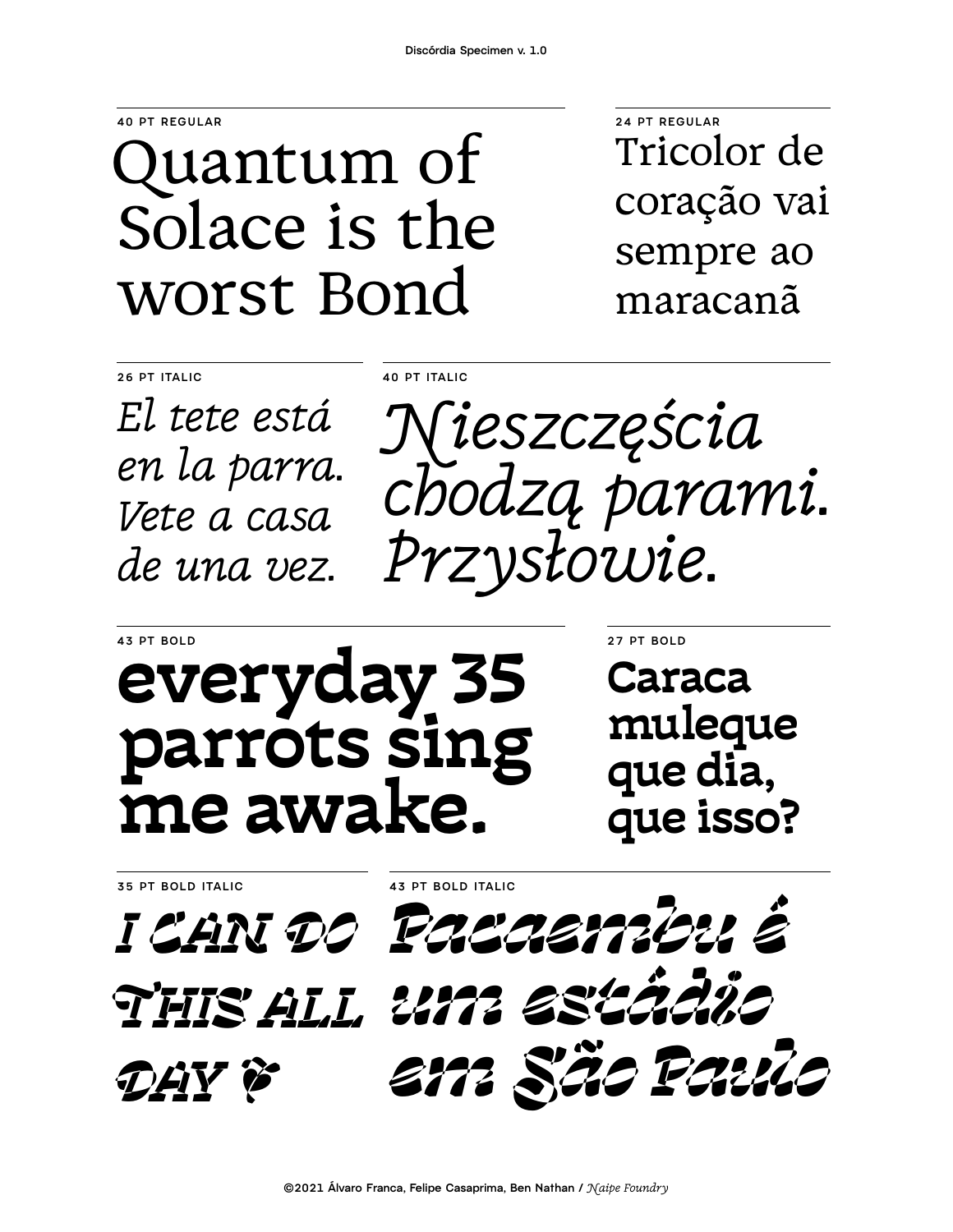40 PT REGULAR

Quantum of Solace is the worst Bond

24 PT REGULAR

Tricolor de coração vai sempre ao maracanã

26 PT ITALIC

*El tete está en la parra. Vete a casa de una vez.*

40 PT ITALIC

*Nieszczęścia chodzą parami. Przysłowie.*

43 PT BOLD

**everyday 35 parrots sing me awake.**

27 PT BOLD

**Caraca muleque que dia, que isso?**

35 PT BOLD ITALIC

***I CAN DO THIS ALL DAY***

43 PT BOLD ITALIC

***Pacaembu é um estádio em São Paulo***

©2021 Álvaro Franca, Felipe Casaprima, Ben Nathan / *Naipe Foundry*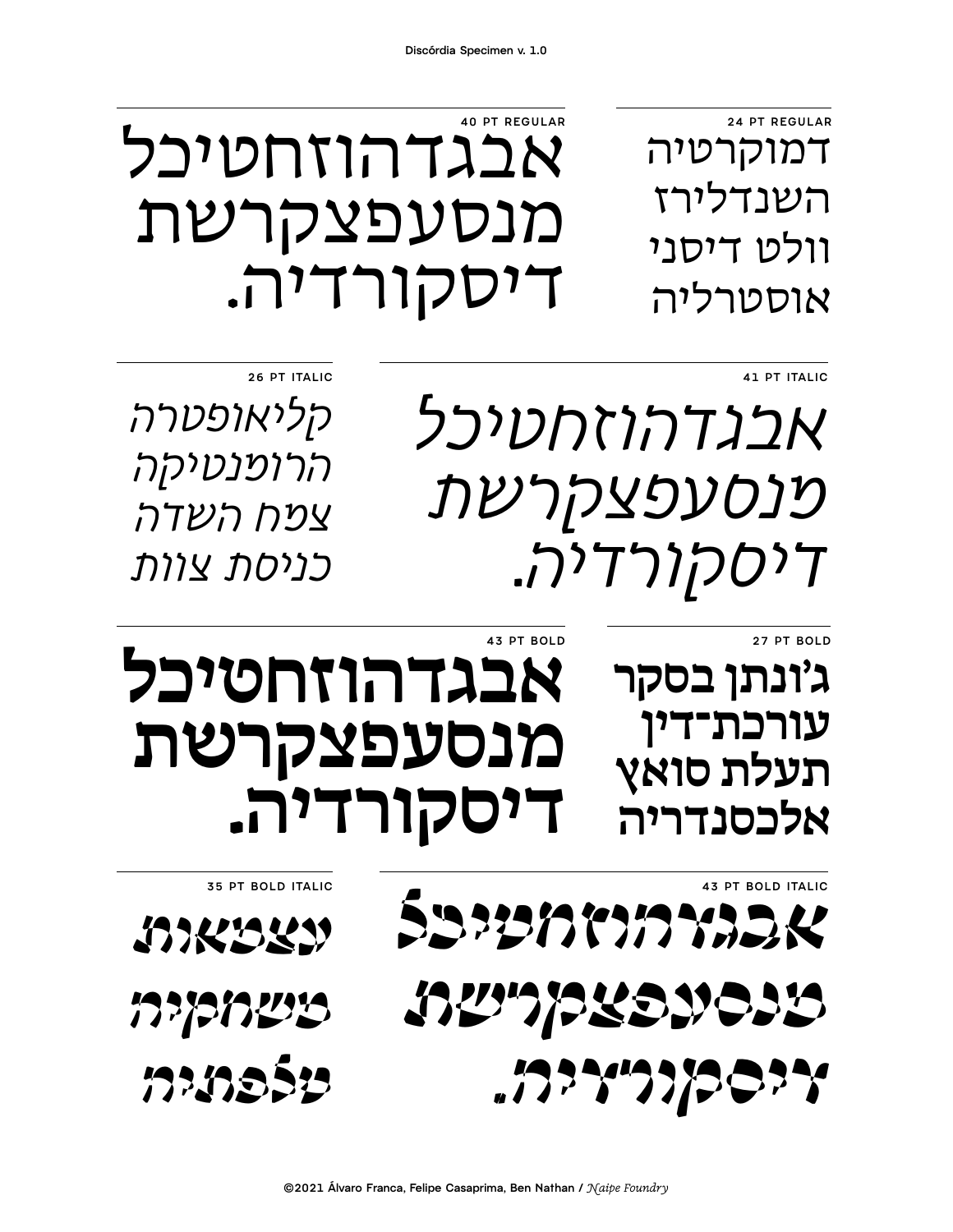Discórdia Specimen v. 1.0

**40 PT REGULAR**

אבגדהוזחטיכל
מנסעפצקרשת
דיסקורדיה.

**24 PT REGULAR**

דמוקרטיה
השנדלירז
וולט דיסני
אוסטרליה

**41 PT ITALIC**

*אבגדהוזחטיכל*
*מנסעפצקרשת*
*דיסקורדיה.*

**26 PT ITALIC**

*קליאופטרה*
*הרומנטיקה*
*צמח השדה*
*כניסת צוות*

**43 PT BOLD**

**אבגדהוזחטיכל**
**מנסעפצקרשת**
**דיסקורדיה.**

**27 PT BOLD**

**ג׳ונתן בסקר**
**עורכת־דין**
**תעלת סואץ**
**אלכסנדריה**

**43 PT BOLD ITALIC**

***אבגדהוזחטיכל***
***מנסעפצקרשת***
***דיסקורדיה.***

**35 PT BOLD ITALIC**

***עצמאות***
***משחקיה***
***מלפפונים***

©2021 Álvaro Franca, Felipe Casaprima, Ben Nathan / *Naipe Foundry*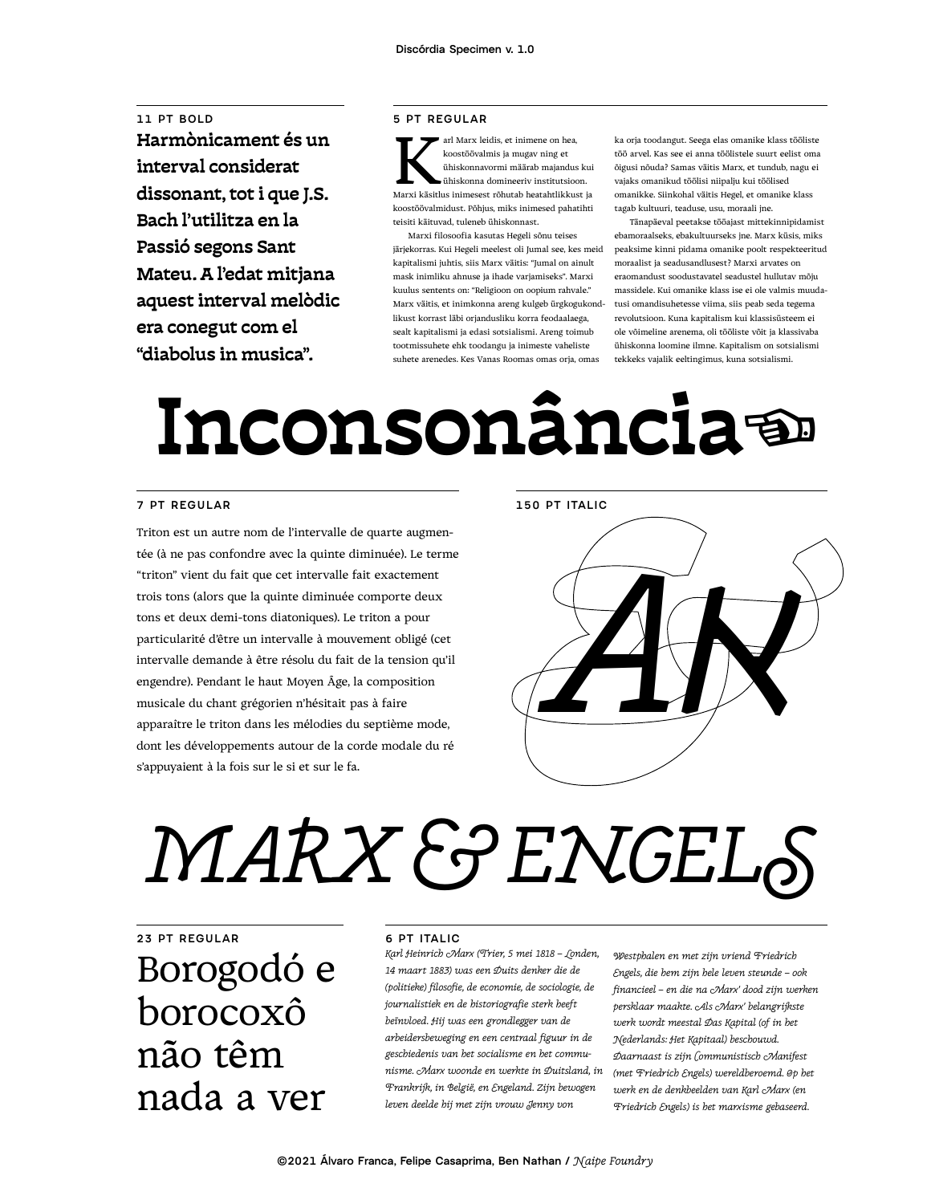Discórdia Specimen v. 1.0

11 PT BOLD

**Harmònicament és un interval considerat dissonant, tot i que J.S. Bach l'utilitza en la Passió segons Sant Mateu. A l'edat mitjana aquest interval melòdic era conegut com el "diabolus in musica".**

5 PT REGULAR

Karl Marx leidis, et inimene on hea, koostöövalmis ja mugav ning et ühiskonnavormi määrab majandus kui ühiskonna domineeriv institutsioon. Marxi käsitlus inimesest rõhutab heatahtlikkust ja koostöövalmidust. Põhjus, miks inimesed pahatihti teisiti käituvad, tuleneb ühiskonnast.

Marxi filosoofia kasutas Hegeli sõnu teises järjekorras. Kui Hegeli meelest oli Jumal see, kes meid kapitalismi juhtis, siis Marx väitis: "Jumal on ainult mask inimliku ahnuse ja ihade varjamiseks". Marxi kuulus sentents on: "Religioon on oopium rahvale." Marx väitis, et inimkonna areng kulgeb ürgkogukondlikust korrast läbi orjandusliku korra feodaalaega, sealt kapitalismi ja edasi sotsialismi. Areng toimub tootmissuhete ehk toodangu ja inimeste vaheliste suhete arenedes. Kes Vanas Roomas omas orja, omas ka orja toodangut. Seega elas omanike klass tööliste töö arvel. Kas see ei anna töölistele suurt eelist oma õigusi nõuda? Samas väitis Marx, et tundub, nagu ei vajaks omanikud töölisi niipalju kui töölised omanikke. Siinkohal väitis Hegel, et omanike klass tagab kultuuri, teaduse, usu, moraali jne.

Tänapäeval peetakse tööajast mittekinnipidamist ebamoraalseks, ebakultuurseks jne. Marx küsis, miks peaksime kinni pidama omanike poolt respekteeritud moraalist ja seadusandlusest? Marxi arvates on eraomandust soodustavatel seadustel hullutav mõju massidele. Kui omanike klass ise ei ole valmis muudatusi omandisuhetesse viima, siis peab seda tegema revolutsioon. Kuna kapitalism kui klassisüsteem ei ole võimeline arenema, oli tööliste võit ja klassivaba ühiskonna loomine ilmne. Kapitalism on sotsialismi tekkeks vajalik eeltingimus, kuna sotsialismi.

# Inconsonância☞

7 PT REGULAR

Triton est un autre nom de l'intervalle de quarte augmentée (à ne pas confondre avec la quinte diminuée). Le terme "triton" vient du fait que cet intervalle fait exactement trois tons (alors que la quinte diminuée comporte deux tons et deux demi-tons diatoniques). Le triton a pour particularité d'être un intervalle à mouvement obligé (cet intervalle demande à être résolu du fait de la tension qu'il engendre). Pendant le haut Moyen Âge, la composition musicale du chant grégorien n'hésitait pas à faire apparaître le triton dans les mélodies du septième mode, dont les développements autour de la corde modale du ré s'appuyaient à la fois sur le si et sur le fa.

150 PT ITALIC

*AK*

# *MARX & ENGELS*

23 PT REGULAR

Borogodó e borocoxô não têm nada a ver

6 PT ITALIC

*Karl Heinrich Marx (Trier, 5 mei 1818 – Londen, 14 maart 1883) was een Duits denker die de (politieke) filosofie, de economie, de sociologie, de journalistiek en de historiografie sterk heeft beïnvloed. Hij was een grondlegger van de arbeidersbeweging en een centraal figuur in de geschiedenis van het socialisme en het communisme. Marx woonde en werkte in Duitsland, in Frankrijk, in België, en Engeland. Zijn bewogen leven deelde hij met zijn vrouw Jenny von Westphalen en met zijn vriend Friedrich Engels, die hem zijn hele leven steunde – ook financieel – en die na Marx' dood zijn werken persklaar maakte. Als Marx' belangrijkste werk wordt meestal Das Kapital (of in het Nederlands: Het Kapitaal) beschouwd. Daarnaast is zijn Communistisch Manifest (met Friedrich Engels) wereldberoemd. Op het werk en de denkbeelden van Karl Marx (en Friedrich Engels) is het marxisme gebaseerd.*

©2021 Álvaro Franca, Felipe Casaprima, Ben Nathan / *Naipe Foundry*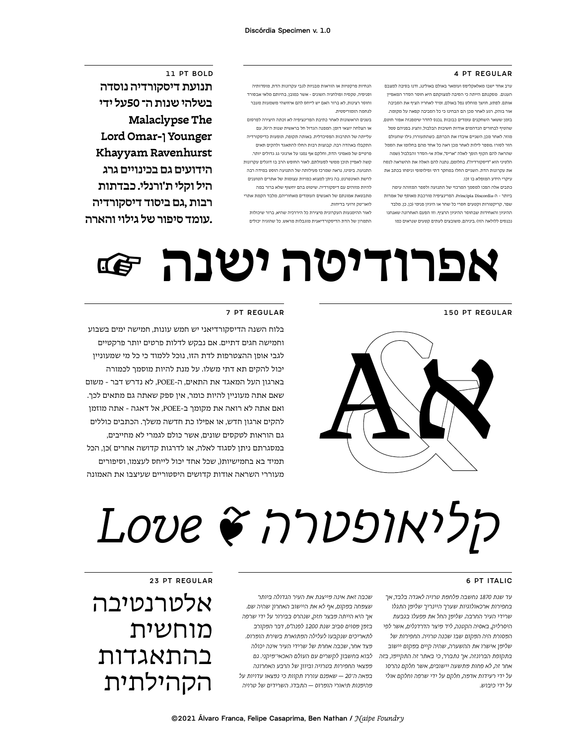Discórdia Specimen v. 1.0

### 11 PT BOLD

**תנועת דיסקורדיה נוסדה בשלהי שנות ה־50 על ידי Malaclypse The Younger ו-Lord Omar Khayyam Ravenhurst הידועים גם בכינויים גרג היל וקלי ת'ורנלי. כבדתות רבות, גם ביסוד דיסקורדיה עומד סיפור של גילוי והארה.**

### 4 PT REGULAR

ערב אחד ישבו מאלאקליפס ועומאר באולם באולינג, ודנו בסיבה למצבם העגום. מסקנתם הייתה כי הסיבה למצוקתם היא חוסר הסדר המאפיין אותם. לפתע, חושך מוחלט נפל באולם, ומיד לאחריו הציף את הסביבה אור בוהק. רגע לאחר מכן הם הבחינו כי כל הסביבה קפאה על מקומה. בזמן ששאר השחקנים עומדים כבובות, נכנס לחדר שימפנזה אפור חוטם, שהטיף לבחורים הנדהמים אודות חשיבות הבלבול, והציג בפניהם סמל מוזר. לאחר מכן, השניים איבדו את הכרתם. כשהתעוררו, גילו שהעולם חזר לסדרו. מספר לילות לאחר מכן ראה כל אחד מהם בחלומו את הסמל שהראה להם הקוף הופך לאלה "אריס", אלת אי-הסדר והבלבול (שמה הלטיני הוא "דיסקורדיה"). בחלומם, נתנה להם האלה את ההשראה לנסח את עקרונות הדת. השניים החלו במחקר דתי ופילוסופי וניסחו בכתב את עיקרי הידע המופלא בו זכו.

כתבים אלה הפכו למסמך המרכזי של התנועה ולספר המזוהה עימה ביותר - ה-Principia Discordia. הפרינציפיה מורכבת מאוסף של אמרות שפר, קריקטורות וקטעים חסרי כל שחר או היגיון פנימי (כן, כן, מלבד ההיגיון והאחידות שבחוסר ההיגיון הרציף. וזו הפעם האחרונה שאנחנו נכנסים ללולאה הזו). ביניהם, משובצים לעתים קטעים שנראים כמו

הנחיות פרקטיות או הוראות מבניות לגבי עקרונות הדת, מוסדותיה וטכניקה, טקסיה ופולחניה השונים - אשר כמובן, בהיותם מלאי אבסורד וחוסר רציונות, לא ברור האם יש לייחס להם אישושרי משמעות מעבר לגחמה הומוריסטית.

בשנים הראשונות לאחר כתיבת הפרינציפיה לא זכתה היצירה לפרסום או הצלחה יוצאי דופן. המפנה הגדול חל בראשית שנות ה־70, עם עלייתה של התרבות הפסיכדלית. באותה תקופה, תופעות כדיסקורדיה התקבלו באהדה רבה. קבוצות רבות החלו להתאגד ולהקים תאים פרטיים של מאמיני הדת, וחלקם אף נמנו על ארגוני גג גדולים יותר. קשה לאפיין תוכן ממשי לפעולתם, לאור החופש הרב בו דוגלים עקרונות התנועה. בימינו, נראה שמרכז פעילותה של התנועה הוסט במידה רבה לרשת האינטרנט, בה ניתן למצוא כמויות עצומות של אתרים הטוענים להיות מזוהים עם דיסקורדיה. שיטוט בהם יחשוף שלא ברור במה מתבטאת אמונתם של האנשים הרבים המצהירים מאחוריהם, מלבד הקמת אתרי לוארינק זרועי בדיחות.

לאור ההיסטוריות העקרוניות מיצירת כל היררכיה שהיא, ברור שיכולות התמרון של הדת הדיסקורדיאנית מוגבלות מראש. כל שהוגיה יכולים

# אפרודיטה ישנה ☞

### 7 PT REGULAR

בלוח השנה הדיסקורדיאני יש חמש עונות, חמישה ימים בשבוע וחמישה חגים דתיים. אם נבקש לדלות פרטים יותר פרקטיים לגבי אופן ההצטרפות לדת הזו, נוכל ללמוד כי כל מי שמעוניין יכול להקים תא דתי משלו. על מנת להיות מוסמך לכמורה בארגון העל המאגד את התאים, ה-POEE, לא נדרש דבר - משום שאם אתה מעוניין להיות כומר, אין ספק שאתה גם מתאים לכך. ואם אתה לא רואה את מקומך ב-POEE, אל דאגה - אתה מוזמן להקים ארגון חדש, או אפילו כת חדשה משלך. הכתבים כוללים גם הוראות לטקסים שונים, אשר כולם לגמרי לא מחייבים, במסגרתם ניתן לסגוד לאלה, או לדרגות קדושה אחרים (כן, הכל תמיד בא בחמישיות), שכל אחד יכול לייחס לעצמו, וסיפורים מעוררי השראה אודות קדושים היסטוריים שעיצבו את האמונה

### 150 PT REGULAR

A&א

# *קליאופטרה ❦ Love*

### 23 PT REGULAR

אלטרנטיבה מוחשית בהתאגדות הקהילתית

### 6 PT ITALIC

*עד שנת 1870 נחשבה מלחמת טרויה לאגדה בלבד, אך בחפירות ארכאולוגיות שערך היינריך שלימן התגלו שרידי העיר החרבה. שלימן החל את מפעלו בגבעת היסרליק, באסיה הקטנה, ליד מיצר הדרדנלים, אשר לפי המסורת היה המקום שבו שכנה טרויה. החפירות של שלימן אישרו את ההשערה, שהיה קיים במקום יישוב בתקופת הברונזה. אך נתברר, כי באתר זה התקיימו, בזה אחר זה, לא פחות מתשעה יישובים, אשר חלקם נהרסו על ידי רעידות אדמה, חלקם על ידי שרפה וחלקם אולי על ידי כיבוש.*

*שכבה זאת אינה מייצגת את העיר הגדולה ביותר שצמחה במקום, אף לא את היישוב האחרון שהיה שם. אך היא הייתה מבצר חזק, שנהרס בבירור על ידי שרפה בזמן מסוים סביב שנת 1200 לפנה"ס, דבר המקורב לתאריכים שנקבעו לעלילה המתוארת בשירת הומרוס. מצד אחר, שכבה אחרת של שרידי העיר אינה יכולה לבוא בחשבון לקשרים עם העולם האכאי־מיקני. גם ממצאי החפירות בטרויה וביוון של הרבע האחרונה במאה ה־20 — שאמנם עוררו תקוות כי נמצאו עדויות על מהימנות תיאורי הומרוס — התבדו. השרידים של טרויה*

©2021 Álvaro Franca, Felipe Casaprima, Ben Nathan / *Naipe Foundry*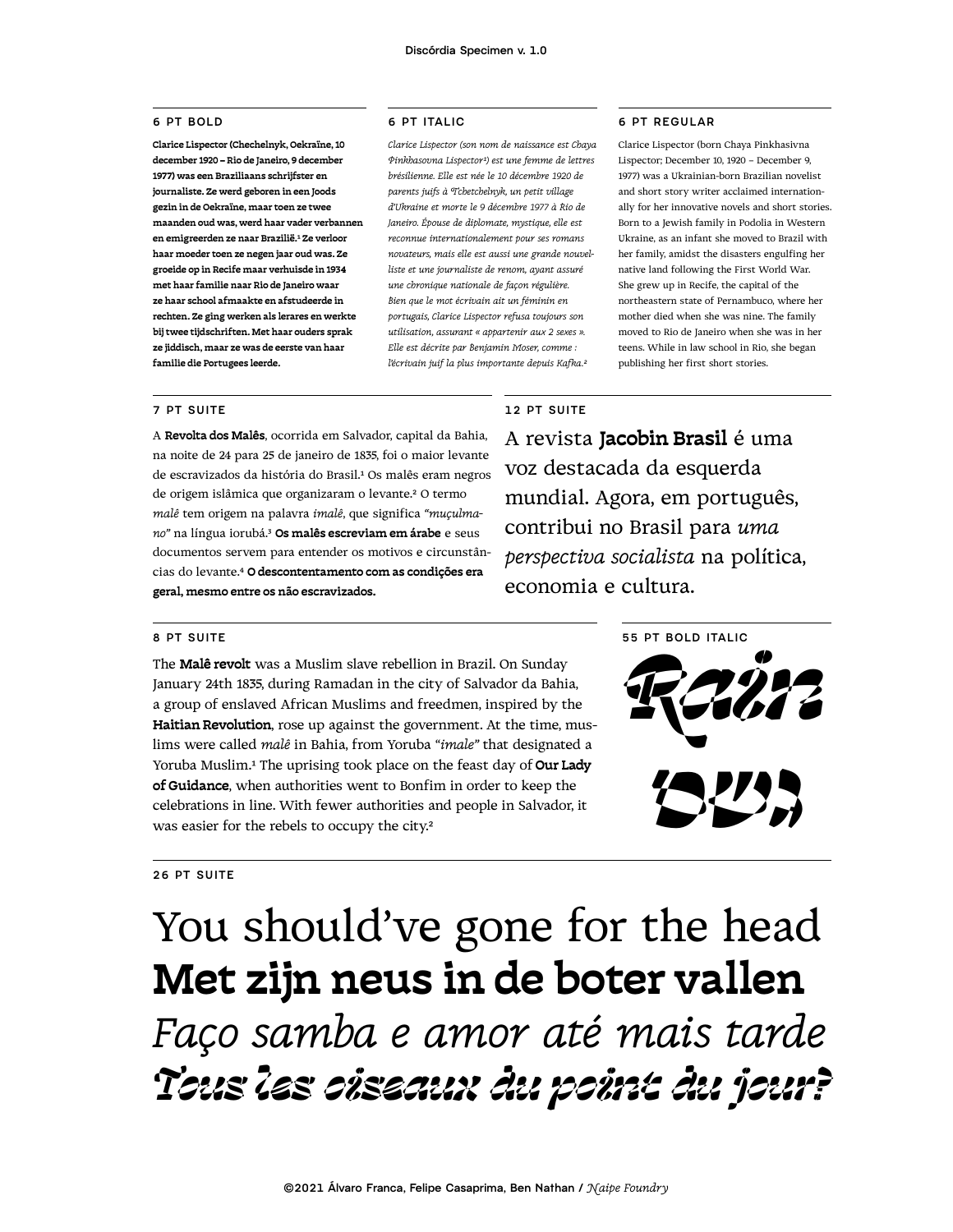## 6 PT BOLD

**Clarice Lispector (Chechelnyk, Oekraïne, 10 december 1920 – Rio de Janeiro, 9 december 1977) was een Braziliaans schrijfster en journaliste. Ze werd geboren in een Joods gezin in de Oekraïne, maar toen ze twee maanden oud was, werd haar vader verbannen en emigreerden ze naar Brazilië.[1] Ze verloor haar moeder toen ze negen jaar oud was. Ze groeide op in Recife maar verhuisde in 1934 met haar familie naar Rio de Janeiro waar ze haar school afmaakte en afstudeerde in rechten. Ze ging werken als lerares en werkte bij twee tijdschriften. Met haar ouders sprak ze jiddisch, maar ze was de eerste van haar familie die Portugees leerde.**

## 6 PT ITALIC

*Clarice Lispector (son nom de naissance est Chaya Pinkhasovna Lispector[1]) est une femme de lettres brésilienne. Elle est née le 10 décembre 1920 de parents juifs à Tchetchelnyk, un petit village d'Ukraine et morte le 9 décembre 1977 à Rio de Janeiro. Épouse de diplomate, mystique, elle est reconnue internationalement pour ses romans novateurs, mais elle est aussi une grande nouvelliste et une journaliste de renom, ayant assuré une chronique nationale de façon régulière. Bien que le mot écrivain ait un féminin en portugais, Clarice Lispector refusa toujours son utilisation, assurant « appartenir aux 2 sexes ». Elle est décrite par Benjamin Moser, comme : l'écrivain juif la plus importante depuis Kafka.[2]*

## 6 PT REGULAR

Clarice Lispector (born Chaya Pinkhasivna Lispector; December 10, 1920 – December 9, 1977) was a Ukrainian-born Brazilian novelist and short story writer acclaimed internationally for her innovative novels and short stories. Born to a Jewish family in Podolia in Western Ukraine, as an infant she moved to Brazil with her family, amidst the disasters engulfing her native land following the First World War. She grew up in Recife, the capital of the northeastern state of Pernambuco, where her mother died when she was nine. The family moved to Rio de Janeiro when she was in her teens. While in law school in Rio, she began publishing her first short stories.

## 7 PT SUITE

A **Revolta dos Malês**, ocorrida em Salvador, capital da Bahia, na noite de 24 para 25 de janeiro de 1835, foi o maior levante de escravizados da história do Brasil.[1] Os malês eram negros de origem islâmica que organizaram o levante.[2] O termo *malê* tem origem na palavra *imalê*, que significa *"muçulmano"* na língua iorubá.[3] **Os malês escreviam em árabe** e seus documentos servem para entender os motivos e circunstâncias do levante.[4] **O descontentamento com as condições era geral, mesmo entre os não escravizados.**

## 12 PT SUITE

A revista **Jacobin Brasil** é uma voz destacada da esquerda mundial. Agora, em português, contribui no Brasil para *uma perspectiva socialista* na política, economia e cultura.

## 8 PT SUITE

The **Malê revolt** was a Muslim slave rebellion in Brazil. On Sunday January 24th 1835, during Ramadan in the city of Salvador da Bahia, a group of enslaved African Muslims and freedmen, inspired by the **Haitian Revolution**, rose up against the government. At the time, muslims were called *malê* in Bahia, from Yoruba *"imale"* that designated a Yoruba Muslim.[1] The uprising took place on the feast day of **Our Lady of Guidance**, when authorities went to Bonfim in order to keep the celebrations in line. With fewer authorities and people in Salvador, it was easier for the rebels to occupy the city.[2]

## 55 PT BOLD ITALIC

***Rain***

***גשם***

## 26 PT SUITE

You should've gone for the head

**Met zijn neus in de boter vallen**

*Faço samba e amor até mais tarde*

***Tous les oiseaux du point du jour?***

©2021 Álvaro Franca, Felipe Casaprima, Ben Nathan / *Naipe Foundry*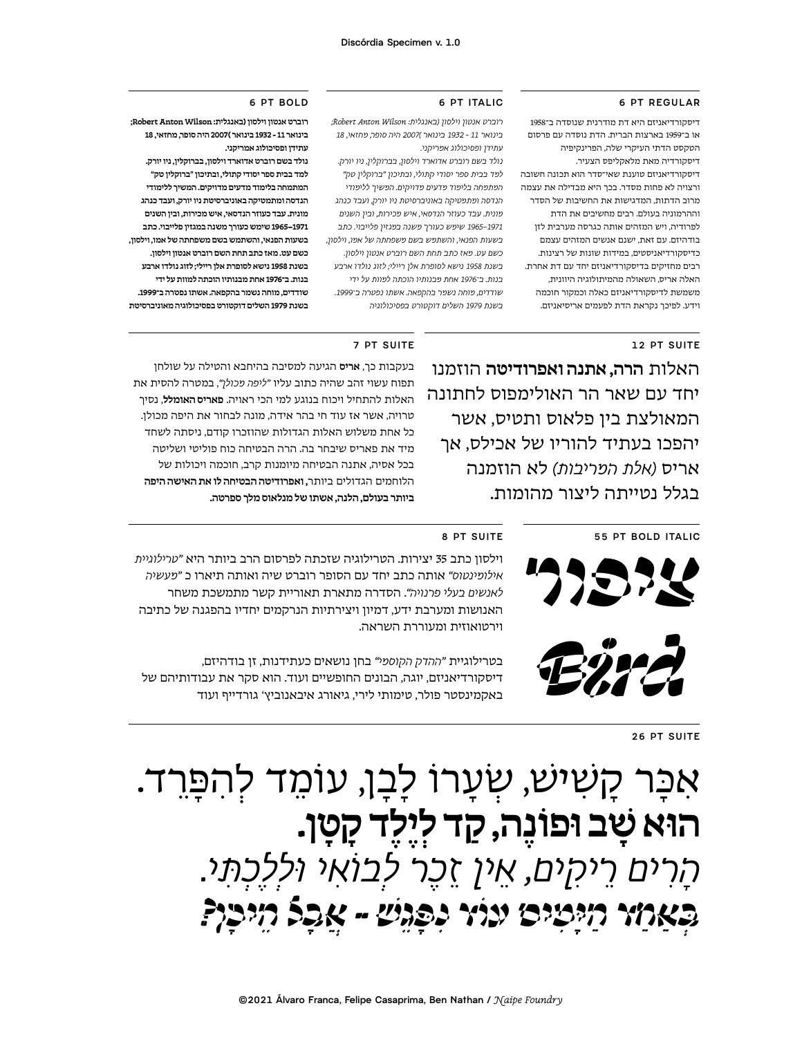Discórdia Specimen v. 1.0

### 6 PT REGULAR

דיסקורדיאניזם היא דת מודרנית שנוסדה ב־1958 או ב־1959 בארצות הברית. הדת נוסדה עם פרסום הטקסט הדתי העיקרי שלה, הפרינקיפיה דיסקורדיה מאת מלאקליפס הצעיר. דיסקורדיאניזם טוענת שאי־סדר הוא תכונה חשובה ורצויה לא פחות מסדר. בכך היא מבדילה את עצמה מרוב הדתות, המדגישות את החשיבות של הסדר וההרמוניה בעולם. רבים מחשיבים את הדת לפרודיה, ויש המזהים אותה כגרסה מערבית לזן בודהיזם. עם זאת, ישנם אנשים המזהים עצמם כדיסקורדיאניסטים, במידות שונות של רצינות. רבים מחזיקים בדיסקורדיאניזם יחד עם דת אחרת. האלה אריס, השאולה מהמיתולוגיה היוונית, משמשת לדיסקורדיאניזם כאלה וכמקור חוכמה וידע. לפיכך נקראת הדת לפעמים אריסיאניזם.

### 6 PT ITALIC

*רוברט אנטון וילסון (באנגלית: Robert Anton Wilson; 18 בינואר 1932 - 11 בינואר 2007) היה סופר, מחזאי, עתידן ופסיכולוג אמריקני.*
*נולד בשם רוברט אדוארד וילסון, בברוקלין, ניו יורק. למד בבית ספר יסודי קתולי, ובתיכון "ברוקלין טק" המתמחה בלימוד מדעים מדויקים. המשיך ללימודי הנדסה ומתמטיקה באוניברסיטת ניו יורק, ועבד כנהג מונית. עבד כעוזר הנדסאי, איש מכירות, ובין השנים 1965–1971 שימש כעורך משנה במגזין פלייבוי. כתב בשעות הפנאי, והשתמש בשם משפחתה של אמו, וילסון, כשם עט. מאז כתב תחת השם רוברט אנטון וילסון. בשנת 1958 נישא לסופרת אלן ריילי; לזוג נולדו ארבע בנות. ב־1976 אחת מבנותיו הוכתה למוות על ידי שודדים, מוחה נשמר בהקפאה. אשתו נפטרה ב־1999. בשנת 1979 השלים דוקטורט בפסיכולוגיה*

### 6 PT BOLD

**רוברט אנטון וילסון (באנגלית: Robert Anton Wilson; 18 בינואר 1932 - 11 בינואר 2007) היה סופר, מחזאי, עתידן ופסיכולוג אמריקני.**
**נולד בשם רוברט אדוארד וילסון, בברוקלין, ניו יורק. למד בבית ספר יסודי קתולי, ובתיכון "ברוקלין טק" המתמחה בלימוד מדעים מדויקים. המשיך ללימודי הנדסה ומתמטיקה באוניברסיטת ניו יורק, ועבד כנהג מונית. עבד כעוזר הנדסאי, איש מכירות, ובין השנים 1965–1971 שימש כעורך משנה במגזין פלייבוי. כתב בשעות הפנאי, והשתמש בשם משפחתה של אמו, וילסון, כשם עט. מאז כתב תחת השם רוברט אנטון וילסון. בשנת 1958 נישא לסופרת אלן ריילי; לזוג נולדו ארבע בנות. ב־1976 אחת מבנותיו הוכתה למוות על ידי שודדים, מוחה נשמר בהקפאה. אשתו נפטרה ב־1999. בשנת 1979 השלים דוקטורט בפסיכולוגיה מאוניברסיטת**

### 12 PT SUITE

האלות **הרה, אתנה ואפרודיטה** הוזמנו יחד עם שאר הר האולימפוס לחתונה המאולצת בין פלאוס ותטיס, אשר יהפכו בעתיד להוריו של אכילס, אך אריס *(אלת המריבות)* לא הוזמנה בגלל נטייתה ליצור מהומות.

### 7 PT SUITE

בעקבות כך, **אריס** הגיעה למסיבה בהיחבא והטילה על שולחן תפוח עשוי זהב שהיה כתוב עליו *"ליפה מכולך"*, במטרה להסית את האלות להתחיל ויכוח בנוגע למי הכי ראויה. **פאריס האומלל**, נסיך טרויה, אשר אז עוד חי בהר אידה, מונה לבחור את היפה מכולן. כל אחת משלוש האלות הגדולות שהוזכרו קודם, ניסתה לשחד מיד את פאריס שיבחר בה. הרה הבטיחה כוח פוליטי ושליטה בכל אסיה, אתנה הבטיחה מיומנות קרב, חוכמה ויכולות של הלוחמים הגדולים ביותר, **ואפרודיטה הבטיחה לו את האישה היפה ביותר בעולם, הלנה, אשתו של מנלאוס מלך ספרטה.**

### 55 PT BOLD ITALIC

***ציפור***

***Bird***

### 8 PT SUITE

וילסון כתב 35 יצירות. הטרילוגיה שזכתה לפרסום הרב ביותר היא *"טרילוגיית אילומינטוס"* אותה כתב יחד עם הסופר רוברט שיה ואותה תיארו כ *"מעשיה לאנשים בעלי פרנויה"*. הסדרה מתארת תאוריית קשר מתמשכת משחר האנושות ומערבת ידע, דמיון ויצירתיות הנרקמים יחדיו בהפגנה של כתיבה וירטואוזית ומעוררת השראה.

בטרילוגיית *"ההדק הקוסמי"* בחן נושאים כעתידנות, זן בודהיזם, דיסקורדיאניזם, יוגה, הבונים החופשיים ועוד. הוא סקר את עבודותיהם של באקמינסטר פולר, טימותי לירי, גיאורג איבאנוביץ' גורדייף ועוד

### 26 PT SUITE

אִכָּר קָשִׁישׁ, שְׂעָרוֹ לָבָן, עוֹמֵד לְהִפָּרֵד.

**הוּא שָׁב וּפוֹנֶה, קַד לְיֶלֶד קָטָן.**

*הָרִים רֵיקִים, אֵין זֵכֶר לְבוֹאִי וּלְלֶכְתִּי.*

***בְּאַחַד הַיָּמִים עוֹד נִפָּגֵשׁ - אֲבָל הֵיכָן?***

©2021 Álvaro Franca, Felipe Casaprima, Ben Nathan / *Naipe Foundry*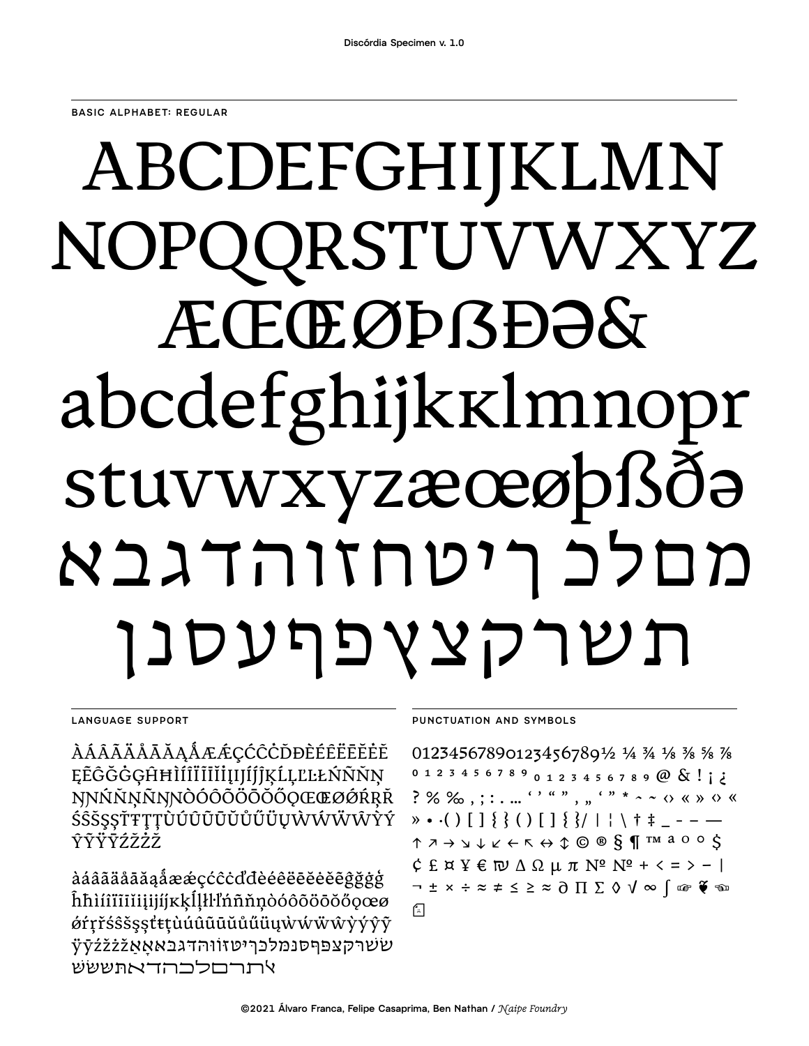## BASIC ALPHABET: REGULAR

ABCDEFGHIJKLMN
NOPQQRSTUVWXYZ
ÆŒŒØÞẞĐƏ&
abcdefghijkĸlmnopr
stuvwxyzæœøþßðə
אבגדהוזחטיךכלמ
ןנסעףפצץקרשת

## LANGUAGE SUPPORT

ÀÁÂÃÄÅĀĂĄǺÆǼÇĆĈĊĎĐÈÉÊËĒĔĖĚ
ĘĒĜĞĠĢĤĦÌÍÎÏĨĪĬĮIJÍĴĶĹĻĽĿŁŃÑŇŅ
ŊŃŇŅÑŊÒÓÔÕÖŌŎŐǪŒŒØǾŔŖŘ
ŚŜŠŞȘŤŦŢȚÙÚÛÜŨŪŬŮŰŲẀẂẄŴỲÝ
ŶỸŸȲŹŻŽŽ

àáâãäåāăąǻæǽçćĉċďđèéêëēĕėěĝğġģ
ĥħìíîïĩīĭįijíĵķĸĺļľŀłńñňņòóôõöōŏőǫœø
ǿŕŗřśŝšşșťŧţùúûüũūŭůűųẁẃẅŵỳýŷỹ
ÿȳźżžžאַאָבּגּדּהּוּזּטּיּךּכּלּמּנּסּףּפּצּקּרּשּׁשּׂתּ
שׂשׁתּאדהכלםרתײ

## PUNCTUATION AND SYMBOLS

0123456789 0123456789½ ¼ ¾ ⅛ ⅜ ⅝ ⅞
0 1 2 3 4 5 6 7 8 9 0 1 2 3 4 5 6 7 8 9 @ & ! ¡ ¿
? % ‰ , ; : . … ' ' " " , „ ' " * ˆ ˜ ‹› « » ‹› «
» • · ( ) [ ] { } ( ) [ ] { } / | ¦ \ † ‡ _ - – —
↑ ↗ → ↘ ↓ ↙ ← ↖ ↔ ↕ © ® § ¶ ™ ª º ° $
¢ £ ¤ ¥ € ₪ Δ Ω µ π № № + < = > − |
¬ ± × ÷ ≈ ≠ ≤ ≥ ≈ ∂ ∏ ∑ ◊ √ ∞ ∫ ☞ ❦ ☜
⎙

©2021 Álvaro Franca, Felipe Casaprima, Ben Nathan / *Naipe Foundry*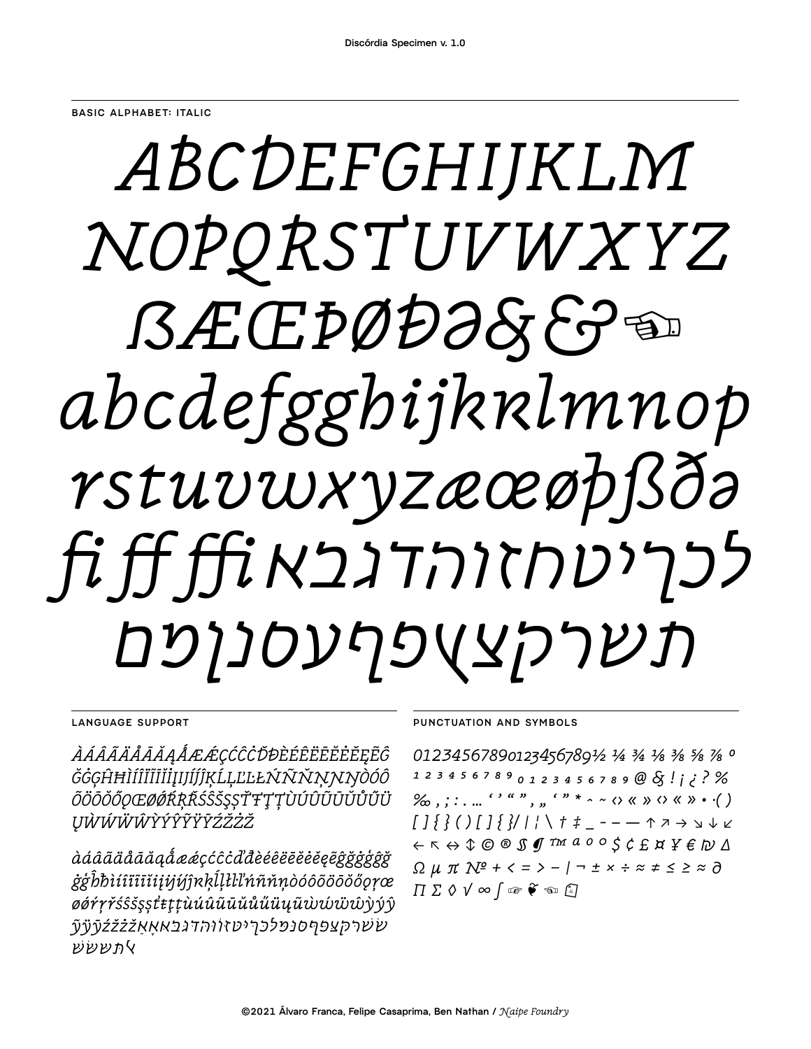## BASIC ALPHABET: ITALIC

*ABCDEFGHIJKLM*
*NOPQRSTUVWXYZ*
*ẞÆŒÞØĐƏ&& ☜*
*abcdefgghijkklmnop*
*rstuvwxyzæœøþßðə*
*fi ff ffi אבגדהוזחטיכךל*
*מםנןסעפףצץקרשת*

## LANGUAGE SUPPORT

*ÀÁÂÃÄÅĀĂĄǺǼÆǼÇĆĈĊĎĐÈÉÊËĒĔĖĘĚẼĜ ĞĠĢĤĦÌÍÎÏĨĪĬĮİIJĴĶĹĻĽĿŁŃÑŇŅŊŊÒÓÔ ÕÖŌŎŐǪŒØǾŔŖŘŚŜŠŞȘŤŢŦȚÙÚÛÜŨŪŬŮŰŲ ŲẀẂẄŴỲÝŶŸȲỸŹŻŽ*

*àáâãäåāăąǻǽæǽçćĉċďđèéêëēĕėęěẽĝğġģĝğ ġģĥħìíîïĩīĭįıĳĵȷķĺļľŀłńñňņòóôõöōŏőǫǫœ øǿŕŗřśŝšşșťţŧțùúûüũūŭůűųũẁẃẅŵỳýŷ ÿȳỹźżž שׁשׂרקצפףסנםלכךיטחזוּוֹהדגבאאָאַ ׂשׁשׁשׂתׂל*

## PUNCTUATION AND SYMBOLS

*0123456789 0123456789 ½ ¼ ¾ ⅛ ⅜ ⅝ ⅞ º ª*
*1 2 3 4 5 6 7 8 9 0 1 2 3 4 5 6 7 8 9 @ & ! ¡ ¿ ? %*
*‰ , ; : . … ‘ ’ “ ” , „ ‘ ” * ^ ~ ‹› « » ‹› « » · ·( )*
*[ ] { } ( ) [ ] { }/ | ¦ \ † ‡ _ - – — ↑ ↗ → ↘ ↓ ↙*
*← ↖ ↔ ↕ © ® ℗ ¶ ™ a o º $ ¢ £ ¤ ¥ € ₪ Δ*
*Ω µ π № + < = > − | ¬ ± × ÷ ≈ ≠ ≤ ≥ ≈ ∂*
*∏ ∑ ◊ √ ∞ ∫ ☞ ❦ ☜*

©2021 Álvaro Franca, Felipe Casaprima, Ben Nathan / *Naipe Foundry*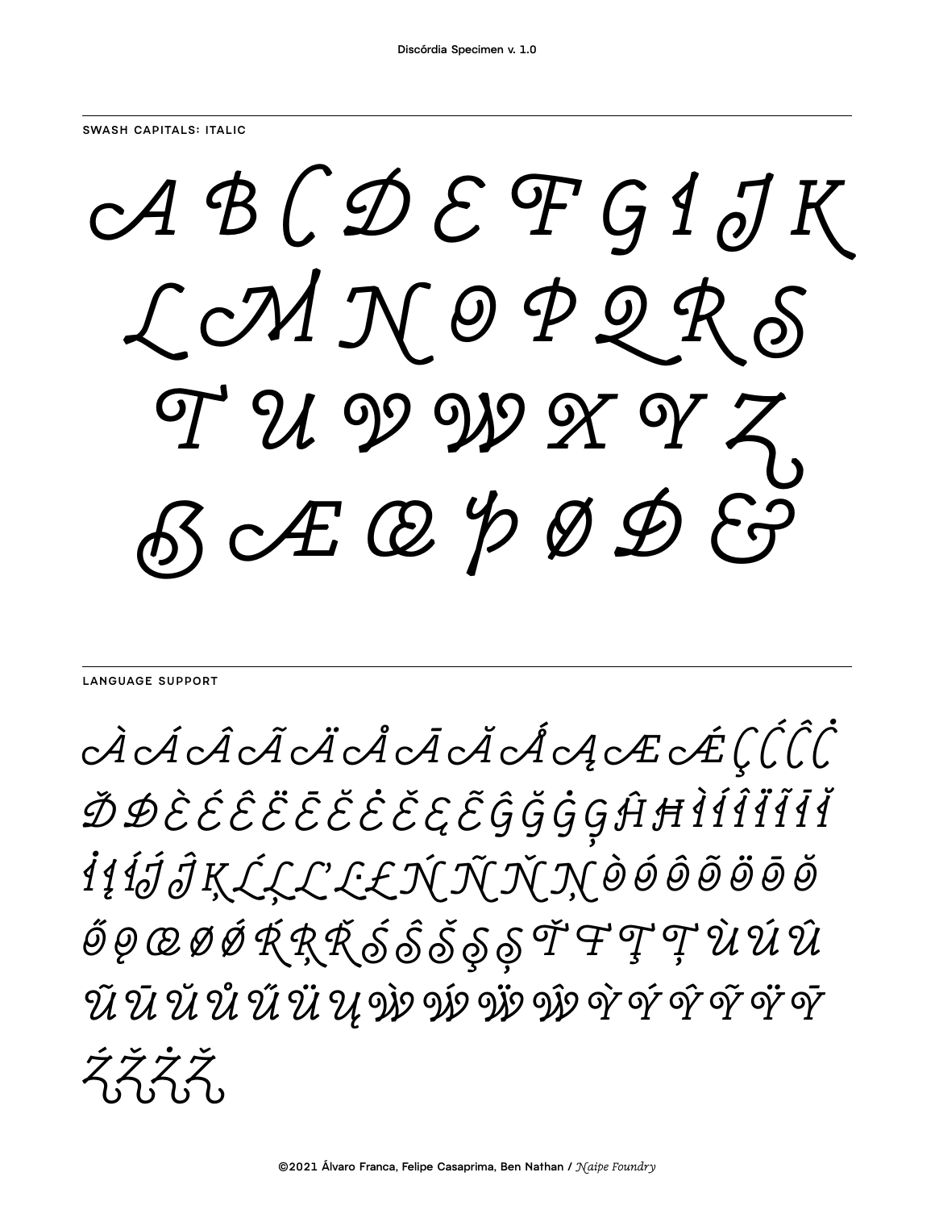## SWASH CAPITALS: ITALIC

A B C D E F G I J K
L M N O P Q R S
T U V W X Y Z
ẞ Æ Œ Þ Ø Ð &

## LANGUAGE SUPPORT

À Á Â Ã Ä Å Ā Ă Ǻ Ą Æ Ǽ Ç Ć Ĉ Ċ
Ď Đ È É Ê Ë Ē Ĕ Ė Ě Ę Ẽ Ĝ Ğ Ġ Ģ Ĥ Ħ Ì Í Î Ï Ĩ Ī Ĭ
İ Į Ĳ Ĵ Ķ Ĺ Ļ Ľ Ŀ Ł Ń Ñ Ň Ņ Ò Ó Ô Õ Ö Ō Ŏ
Ő Ǫ Œ Ø Ǿ Ŕ Ŗ Ř Ś Ŝ Š Ş Ș Ť Ŧ Ţ Ț Ù Ú Û
Ũ Ū Ŭ Ů Ű Ü Ų Ẁ Ẃ Ẅ Ŵ Ỳ Ý Ŷ Ỹ Ÿ Ȳ
Ź Ž Ż Ž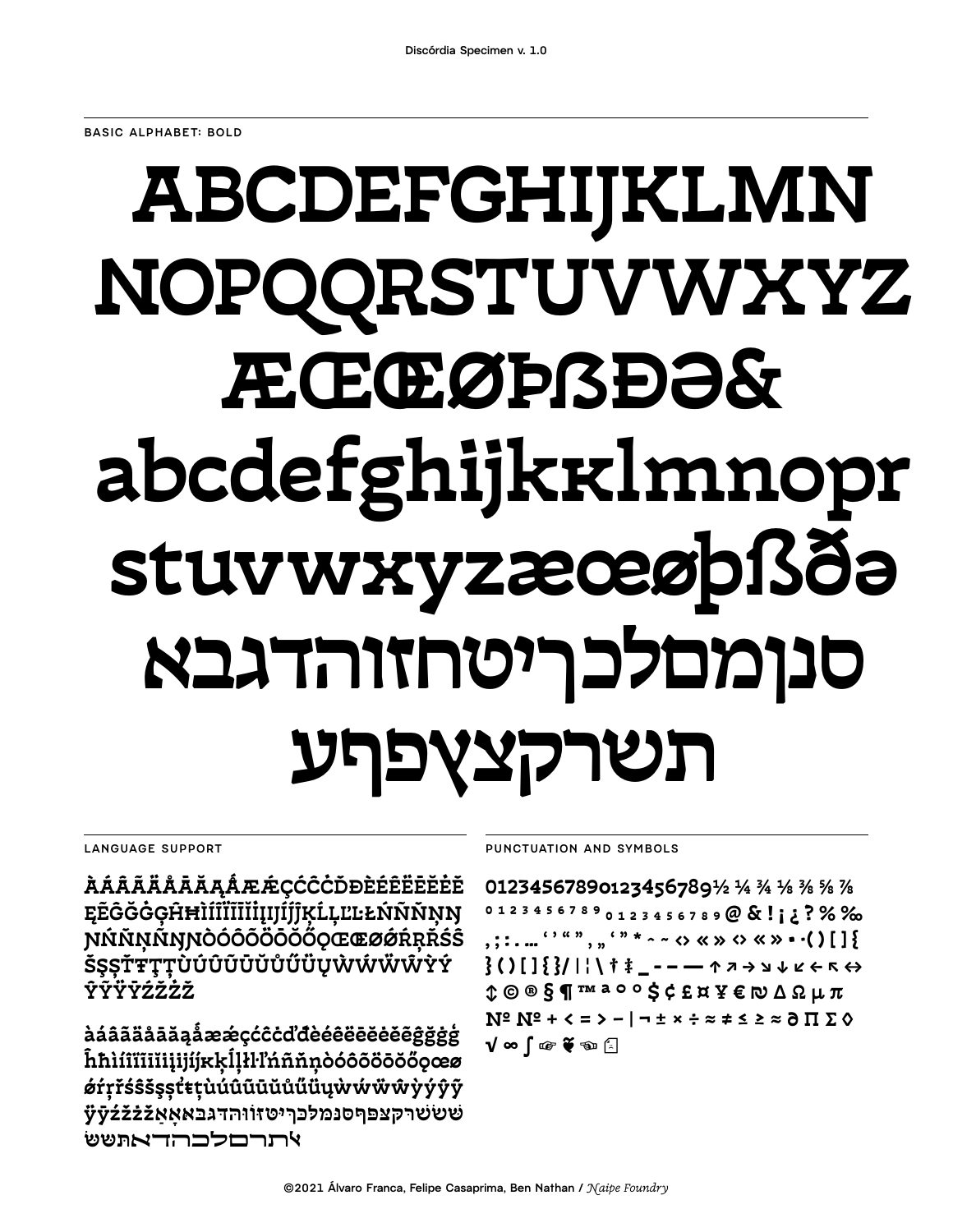## BASIC ALPHABET: BOLD

# ABCDEFGHIJKLMN
# NOPQQRSTUVWXYZ
# ÆŒŒØÞẞÐƏ&
# abcdefghijkĸlmnopr
# stuvwxyzæœøþßðə
# סנןמםלכךיטחזוהדגבא
# תשרקצץפףע

## LANGUAGE SUPPORT

**ÀÁÂÃÄÅĀĂĄǺÆǼÇĆĈĊČĎĐÈÉÊËĒĔĖĘĚĜĞĠĢĤĦÌÍÎÏĨĪĬĮİĲĴĶĹĻĽĿŁŃÑŇŅŊŊŃÑŅÑŊŊÒÓÔÕÖŌŎŐǪŒŒØǾŔŖŘŚŜŠŞȘŤŦŢȚÙÚÛÜŨŪŬŮŰŲẀẂẄŴỲÝŶŸȲŹŽŻŽ**

**àáâãäåāăąǻæǽçćĉċčďđèéêëēĕėęěĝğġģĥħìíîïĩīĭįıĳĵķĸĺļľŀłŉńñňņòóôõöōŏőǫœøǿŕŗřśŝšşșťŧţțùúûüũūŭůűųẁẃẅŵỳýŷÿȳźžżž שׁשׂשרקצפףסנמלכךיטזוהדגבאאָאַשׁ אתרםלכרהדאתשׁשׂ**

## PUNCTUATION AND SYMBOLS

**0123456789 0123456789 ½ ¼ ¾ ⅛ ⅜ ⅝ ⅞**
**⁰ ¹ ² ³ ⁴ ⁵ ⁶ ⁷ ⁸ ⁹ ₀ ₁ ₂ ₃ ₄ ₅ ₆ ₇ ₈ ₉ @ & ! ¡ ¿ ? % ‰**
**, ; : . … ' ' " " , „ ' " * ^ ~ ‹› « » ‹› « » • · ( ) [ ] {**
**} ( ) [ ] { } / | ¦ \ † ‡ _ - – — ↑ ↗ → ↘ ↓ ↙ ← ↖ ↔**
**↕ © ® § ¶ ™ ª º º $ ¢ £ ¤ ¥ € ₪ Δ Ω µ π**
**№ № + < = > − | ¬ ± × ÷ ≈ ≠ ≤ ≥ ≈ ∂ ∏ ∑ ◊**
**√ ∞ ∫ ☞ ❦ ☜ ⎙**

©2021 Álvaro Franca, Felipe Casaprima, Ben Nathan / *Naipe Foundry*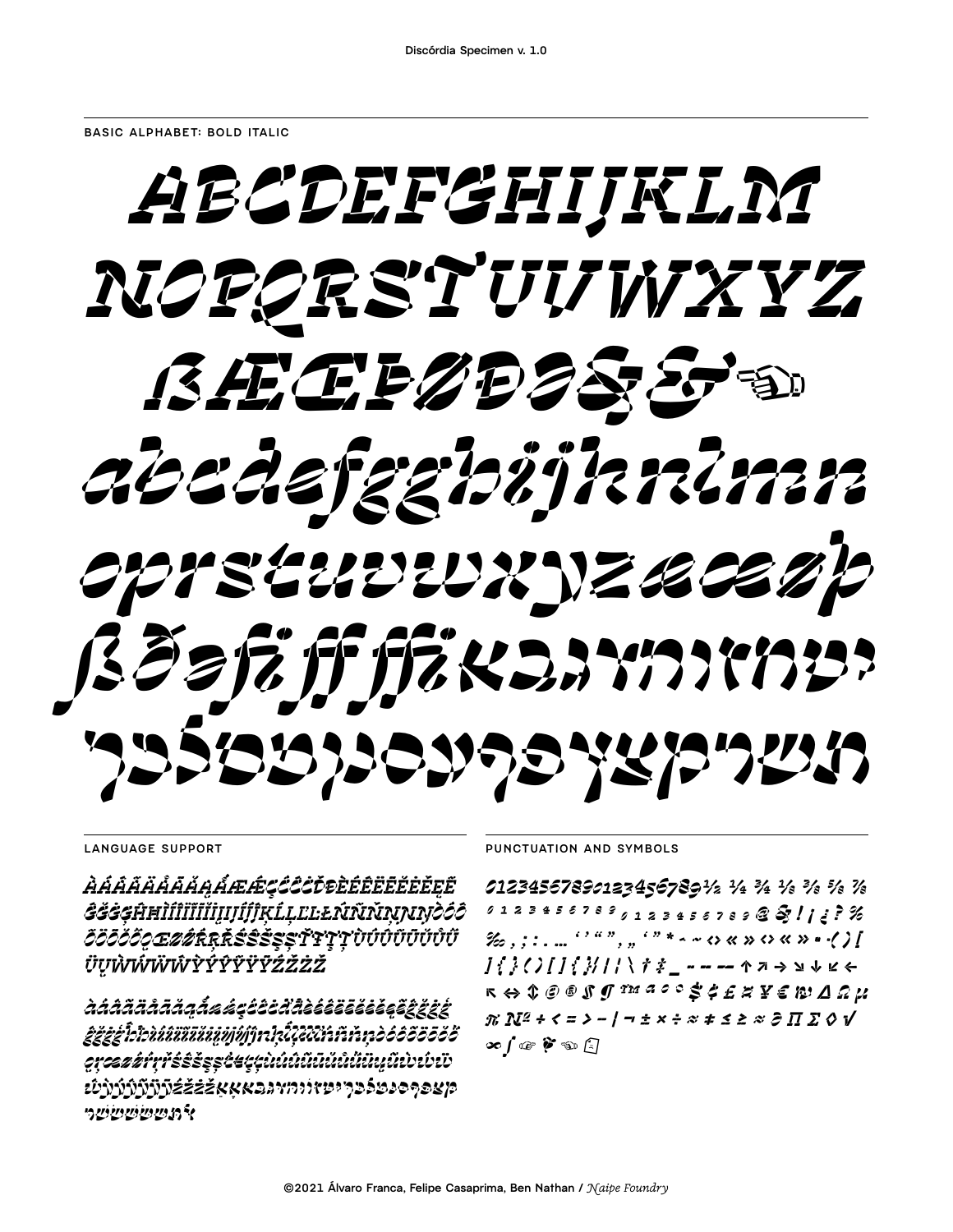## BASIC ALPHABET: BOLD ITALIC

ABCDEFGHIJKLM
NOPQRSTUVWXYZ
ẞÆŒĐØÐƏŞ&☜
abcdefgghijklmn
oprstuvwxyzææøþ
ßðəfiffffiאבגדהוזחטי
ךכלםמןנסעףפץצקרשת

## LANGUAGE SUPPORT

ÀÁÂÃÄÅĀĂĄǺÆǼÇĆĈĊČĎĐÈÉÊËĒĔĖĘĚĜĞĠĢĤĦÌÍÎÏĨĪĬĮİĲĴĶĹĻĽĿŁŃÑŅŇŊÒÓÔÕÖŌŎŐǪŒØǾŔŖŘŚŜŞŠȘŢŤȚŦÙÚÛÜŨŪŬŮŰŲẀẂŴẄỲÝŶŸȲŹŻŽ

àáâãäåāăąǻæǽçćĉċčďđèéêëēĕėęěĝğġģĥħìíîïĩīĭįıĳĵķĺļľŀłńñņňŉŋòóôõöōŏőǫœøǿŕŗřśŝşšșţťțŧùúûüũūŭůűųẁẃŵẅỳýŷÿȳźżžאבגדהוזחטיךכלםמןנסעףפץצקרשת

## PUNCTUATION AND SYMBOLS

0123456789 0123456789 ½ ¼ ¾ ⅛ ⅜ ⅝ ⅞
⁰ ¹ ² ³ ⁴ ⁵ ⁶ ⁷ ⁸ ⁹ ₀ ₁ ₂ ₃ ₄ ₅ ₆ ₇ ₈ ₉ @ & ! ¡ ¿ ? %
‰ , ; : . … ‘ ’ “ ” , „ ‘ ” * ^ ~ ‹› « » ‹› « » • · ( ) [
] { } ( ) [ ] { } / | ¦ \ † ‡ _ - – — ↑ ↗ → ↘ ↓ ↙ ←
↖ ↔ ↕ © ® ℗ ¶ ™ ª º ° $ ¢ £ ¤ ¥ € ₪ ∆ Ω µ
π № + < = > − | ¬ ± × ÷ ≈ ≠ ≤ ≥ ≈ ∂ ∏ ∑ ◊ √
∞ ∫ ☞ ☛ ☜ ⍞

©2021 Álvaro Franca, Felipe Casaprima, Ben Nathan / *Naipe Foundry*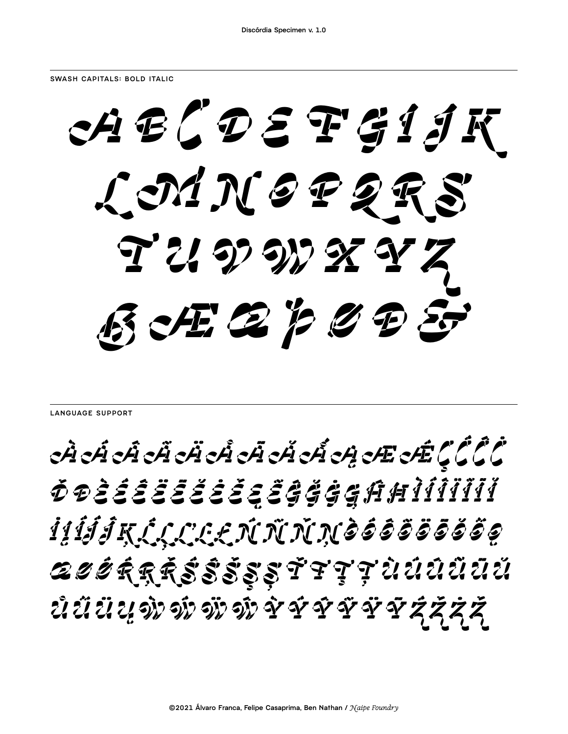## SWASH CAPITALS: BOLD ITALIC

A B C D E F G I J K
L M N O P Q R S
T U V W X Y Z
ß Æ Œ Þ Ø Ð &

## LANGUAGE SUPPORT

À Á Â Ã Ä Å Ā Ă Ấ Ą Æ Ǽ Ç Ć Ĉ Ċ
Ď Đ È É Ê Ë Ē Ĕ Ė Ě Ę Ẽ Ĝ Ğ Ġ Ģ Ĥ Ħ Ì Í Î Ï Ĩ Ī Ĭ
İ Į Ĳ Ĵ Ķ Ĺ Ļ Ľ Ŀ Ł Ń Ñ Ň Ņ Ò Ó Ô Õ Ö Ō Ŏ Ő Ọ
Œ Ø Ǿ Ŕ Ŗ Ř Ś Ŝ Š Ş Ș Ť Ŧ Ţ Ț Ù Ú Û Ũ Ū Ŭ
Ů Ű Ü Ų Ẁ Ẃ Ẅ Ŵ Ỳ Ý Ŷ Ỹ Ÿ Ȳ Ź Ž Ż Ẑ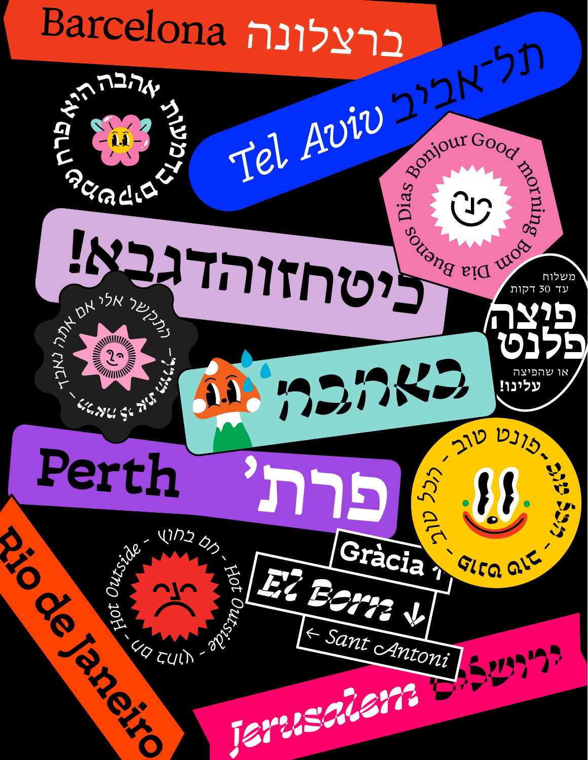Barcelona ברצלונה

Tel Aviv תל-אביב

אהבה היא פרח שמעות

Bonjour Good morning Bom Dia Buenos Dias

כיטחזוהדגבא!

משלוח עד 30 דקות

פיצה פלנט

או שהפיצה עלינו!

התקשר אלי אם אתה נאבד

באהבה

Perth פרת'

פונט טוב - הכל טוב

Hot Outside - חם בחוץ - Hot Outside - חם בחוץ

Gràcia ↑

El Born ↓

← Sant Antoni

Rio de Janeiro

Jerusalem ירושלים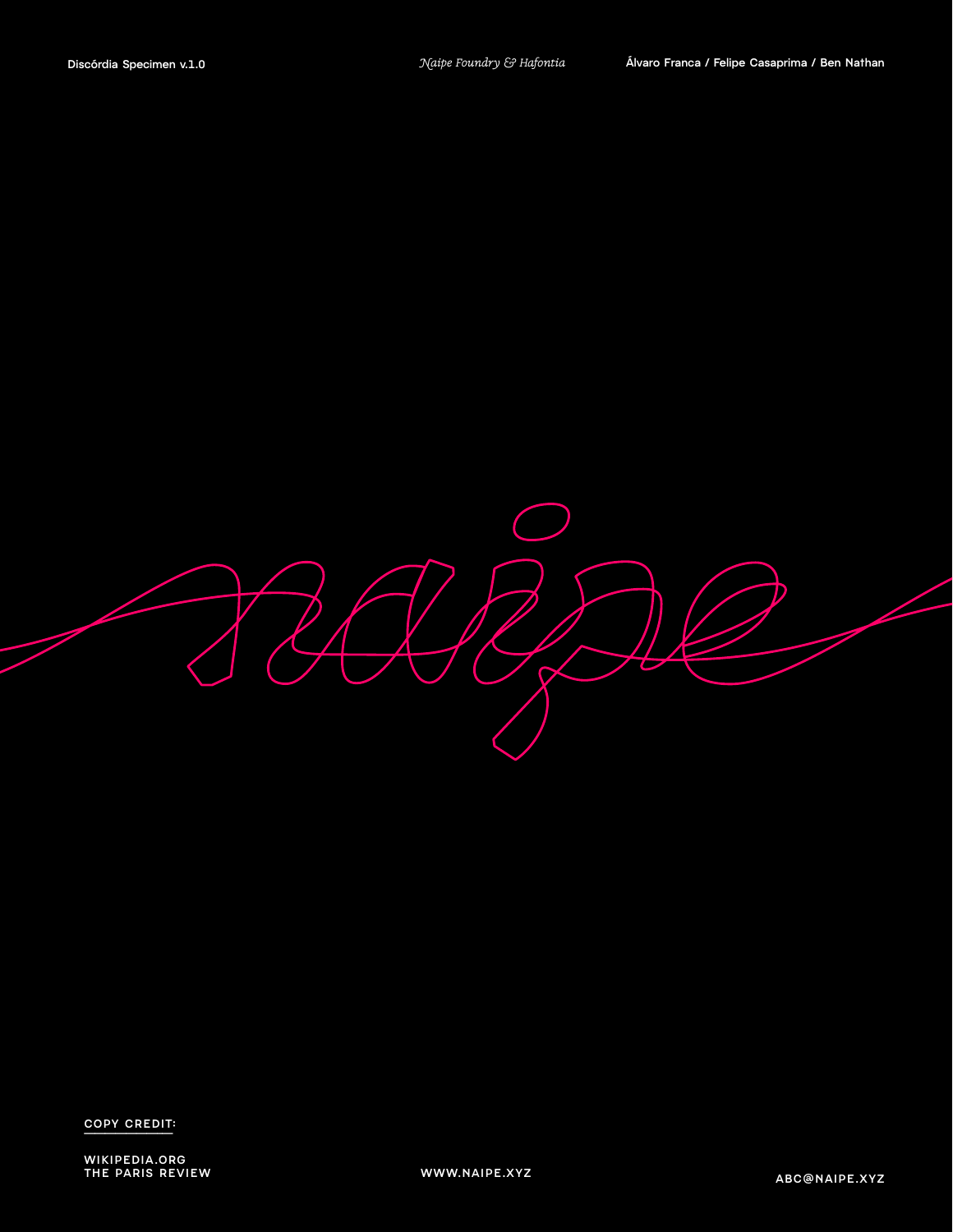Discórdia Specimen v.1.0

*Naipe Foundry & Hafontia*

Álvaro Franca / Felipe Casaprima / Ben Nathan

naipe

COPY CREDIT:

WIKIPEDIA.ORG
THE PARIS REVIEW

WWW.NAIPE.XYZ

ABC@NAIPE.XYZ